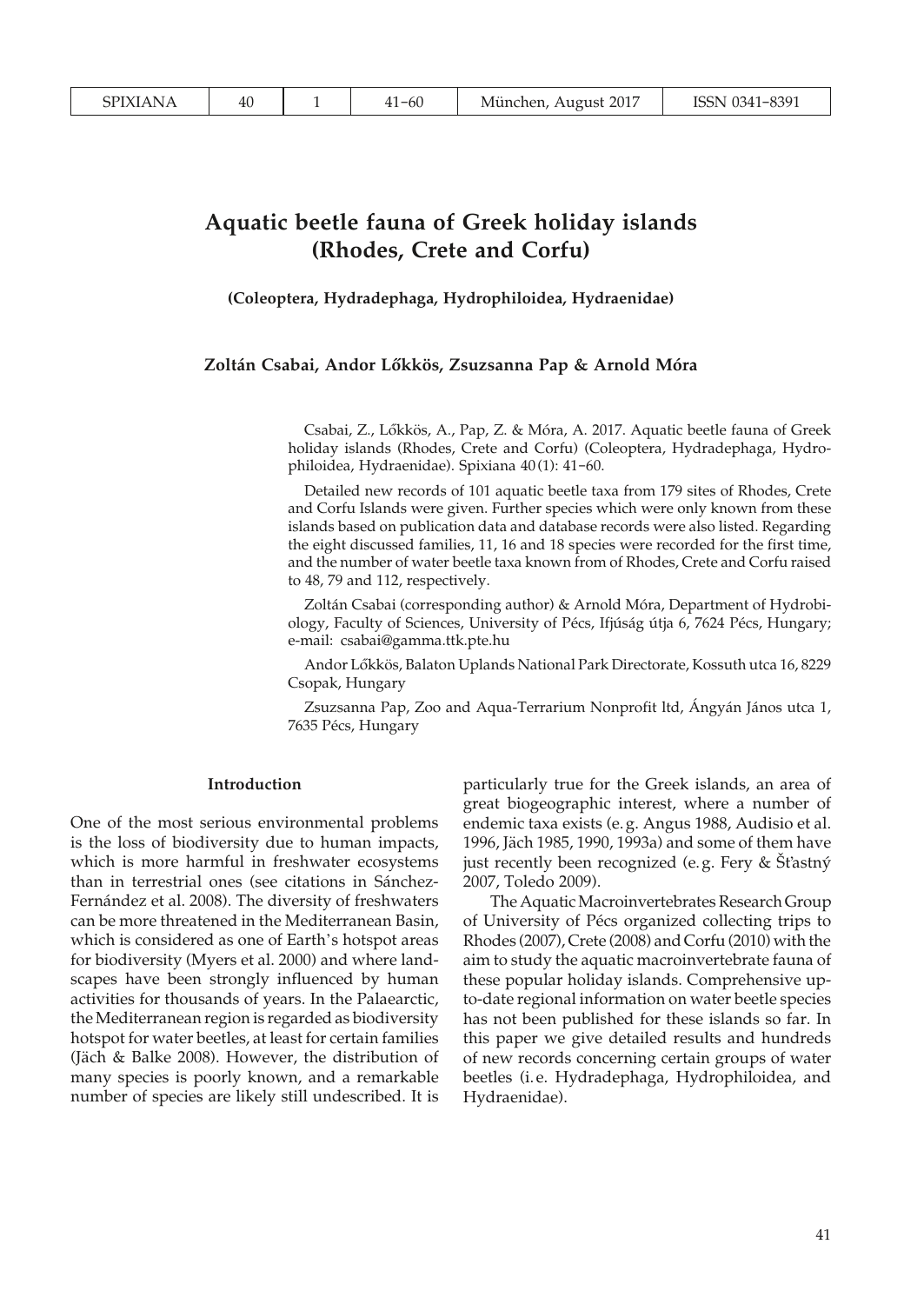# Aquatic beetle fauna of Greek holiday islands (Rhodes, Crete and Corfu)

**(Coleoptera, Hydradephaga, Hydrophiloidea, Hydraenidae)**

**Zoltán Csabai, Andor Lőkkös, Zsuzsanna Pap & Arnold Móra**

Csabai, Z., Lőkkös, A., Pap, Z. & Móra, A. 2017. Aquatic beetle fauna of Greek holiday islands (Rhodes, Crete and Corfu) (Coleoptera, Hydradephaga, Hydrophiloidea, Hydraenidae). Spixiana 40(1): 41–60.

Detailed new records of 101 aquatic beetle taxa from 179 sites of Rhodes, Crete and Corfu Islands were given. Further species which were only known from these islands based on publication data and database records were also listed. Regarding the eight discussed families, 11, 16 and 18 species were recorded for the first time, and the number of water beetle taxa known from of Rhodes, Crete and Corfu raised to 48, 79 and 112, respectively.

Zoltán Csabai (corresponding author) & Arnold Móra, Department of Hydrobiology, Faculty of Sciences, University of Pécs, Ifjúság útja 6, 7624 Pécs, Hungary; e-mail: csabai@gamma.ttk.pte.hu

Andor Lőkkös, Balaton Uplands National Park Directorate, Kossuth utca 16, 8229 Csopak, Hungary

Zsuzsanna Pap, Zoo and Aqua-Terrarium Nonprofit ltd, Ángyán János utca 1, 7635 Pécs, Hungary

## Introduction

One of the most serious environmental problems is the loss of biodiversity due to human impacts, which is more harmful in freshwater ecosystems than in terrestrial ones (see citations in Sánchez-Fernández et al. 2008). The diversity of freshwaters can be more threatened in the Mediterranean Basin, which is considered as one of Earth's hotspot areas for biodiversity (Myers et al. 2000) and where landscapes have been strongly influenced by human activities for thousands of years. In the Palaearctic, the Mediterranean region is regarded as biodiversity hotspot for water beetles, at least for certain families (Jäch & Balke 2008). However, the distribution of many species is poorly known, and a remarkable number of species are likely still undescribed. It is particularly true for the Greek islands, an area of great biogeographic interest, where a number of endemic taxa exists (e.g. Angus 1988, Audisio et al. 1996, Jäch 1985, 1990, 1993a) and some of them have just recently been recognized (e.g. Fery & Šťastný 2007, Toledo 2009).

The Aquatic Macroinvertebrates Research Group of University of Pécs organized collecting trips to Rhodes (2007), Crete (2008) and Corfu (2010) with the aim to study the aquatic macroinvertebrate fauna of these popular holiday islands. Comprehensive up-to-date regional information on water beetle species has not been published for these islands so far. In this paper we give detailed results and hundreds of new records concerning certain groups of water beetles (i.e. Hydradephaga, Hydrophiloidea, and Hydraenidae).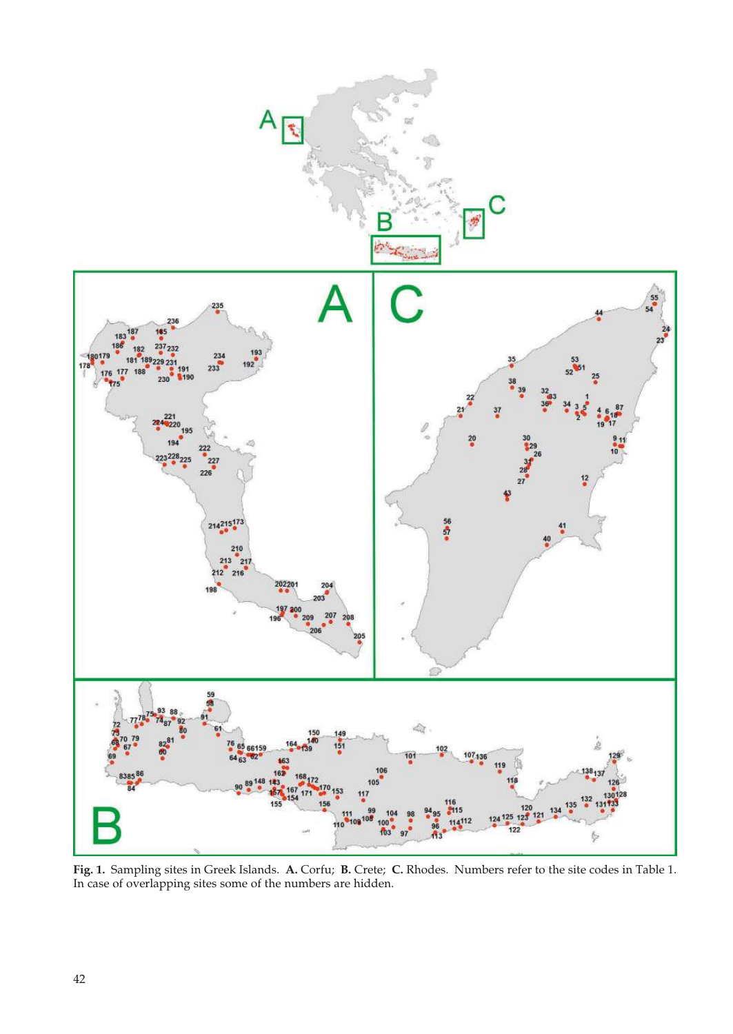**Fig. 1.** Sampling sites in Greek Islands. **A.** Corfu; **B.** Crete; **C.** Rhodes. Numbers refer to the site codes in Table 1. In case of overlapping sites some of the numbers are hidden.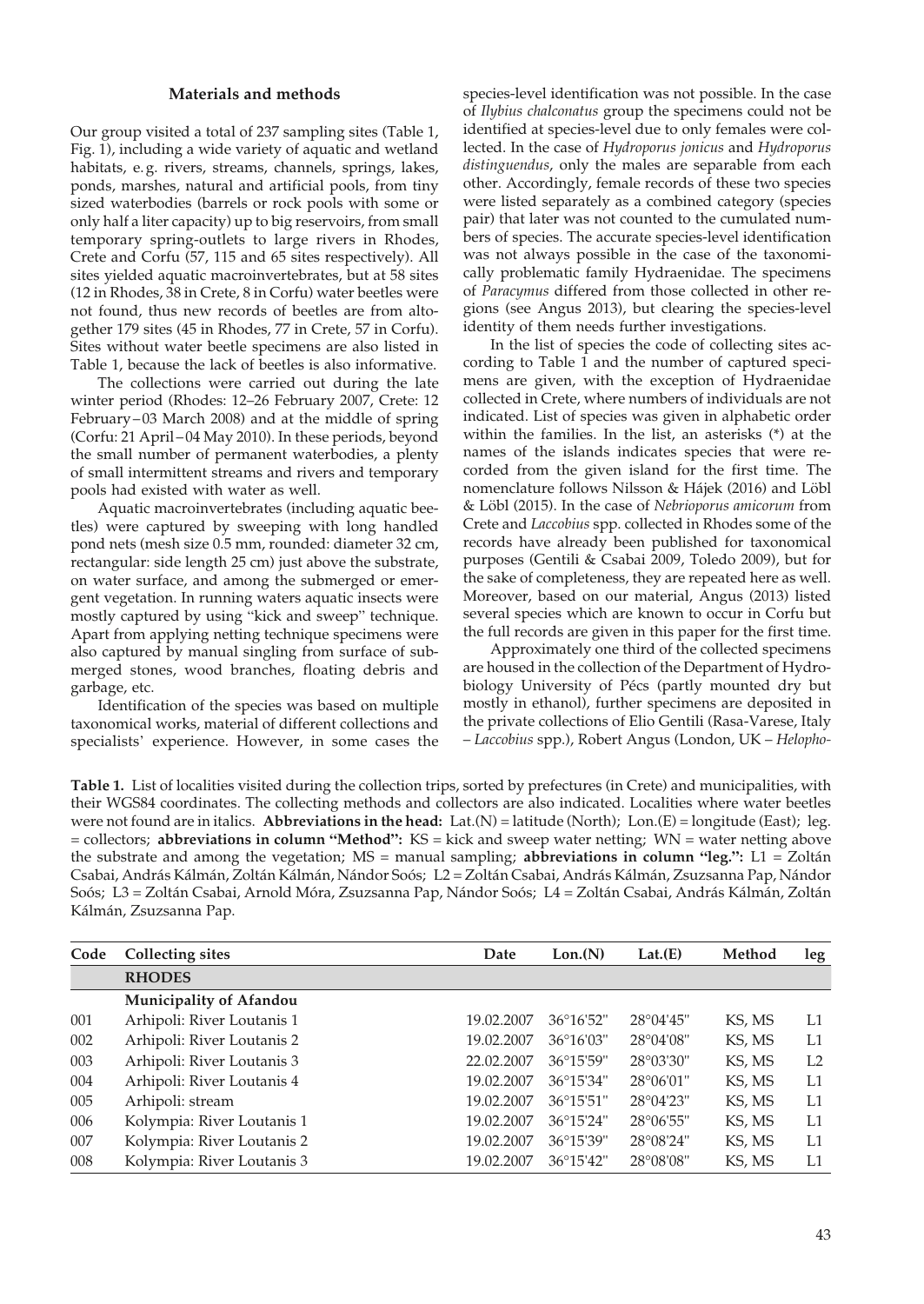## Materials and methods

Our group visited a total of 237 sampling sites (Table 1, Fig. 1), including a wide variety of aquatic and wetland habitats, e.g. rivers, streams, channels, springs, lakes, ponds, marshes, natural and artificial pools, from tiny sized waterbodies (barrels or rock pools with some or only half a liter capacity) up to big reservoirs, from small temporary spring-outlets to large rivers in Rhodes, Crete and Corfu (57, 115 and 65 sites respectively). All sites yielded aquatic macroinvertebrates, but at 58 sites (12 in Rhodes, 38 in Crete, 8 in Corfu) water beetles were not found, thus new records of beetles are from altogether 179 sites (45 in Rhodes, 77 in Crete, 57 in Corfu). Sites without water beetle specimens are also listed in Table 1, because the lack of beetles is also informative.

The collections were carried out during the late winter period (Rhodes: 12–26 February 2007, Crete: 12 February – 03 March 2008) and at the middle of spring (Corfu: 21 April – 04 May 2010). In these periods, beyond the small number of permanent waterbodies, a plenty of small intermittent streams and rivers and temporary pools had existed with water as well.

Aquatic macroinvertebrates (including aquatic beetles) were captured by sweeping with long handled pond nets (mesh size 0.5 mm, rounded: diameter 32 cm, rectangular: side length 25 cm) just above the substrate, on water surface, and among the submerged or emergent vegetation. In running waters aquatic insects were mostly captured by using "kick and sweep" technique. Apart from applying netting technique specimens were also captured by manual singling from surface of submerged stones, wood branches, floating debris and garbage, etc.

Identification of the species was based on multiple taxonomical works, material of different collections and specialists' experience. However, in some cases the species-level identification was not possible. In the case of *Ilybius chalconatus* group the specimens could not be identified at species-level due to only females were collected. In the case of *Hydroporus jonicus* and *Hydroporus distinguendus*, only the males are separable from each other. Accordingly, female records of these two species were listed separately as a combined category (species pair) that later was not counted to the cumulated numbers of species. The accurate species-level identification was not always possible in the case of the taxonomically problematic family Hydraenidae. The specimens of *Paracymus* differed from those collected in other regions (see Angus 2013), but clearing the species-level identity of them needs further investigations.

In the list of species the code of collecting sites according to Table 1 and the number of captured specimens are given, with the exception of Hydraenidae collected in Crete, where numbers of individuals are not indicated. List of species was given in alphabetic order within the families. In the list, an asterisks (*) at the names of the islands indicates species that were recorded from the given island for the first time. The nomenclature follows Nilsson & Hájek (2016) and Löbl & Löbl (2015). In the case of *Nebrioporus amicorum* from Crete and *Laccobius* spp. collected in Rhodes some of the records have already been published for taxonomical purposes (Gentili & Csabai 2009, Toledo 2009), but for the sake of completeness, they are repeated here as well. Moreover, based on our material, Angus (2013) listed several species which are known to occur in Corfu but the full records are given in this paper for the first time.

Approximately one third of the collected specimens are housed in the collection of the Department of Hydrobiology University of Pécs (partly mounted dry but mostly in ethanol), further specimens are deposited in the private collections of Elio Gentili (Rasa-Varese, Italy – *Laccobius* spp.), Robert Angus (London, UK – *Helopho-*

**Table 1.** List of localities visited during the collection trips, sorted by prefectures (in Crete) and municipalities, with their WGS84 coordinates. The collecting methods and collectors are also indicated. Localities where water beetles were not found are in italics. **Abbreviations in the head:** Lat.(N) = latitude (North); Lon.(E) = longitude (East); leg. = collectors; **abbreviations in column "Method":** KS = kick and sweep water netting; WN = water netting above the substrate and among the vegetation; MS = manual sampling; **abbreviations in column "leg.":** L1 = Zoltán Csabai, András Kálmán, Zoltán Kálmán, Nándor Soós; L2 = Zoltán Csabai, András Kálmán, Zsuzsanna Pap, Nándor Soós; L3 = Zoltán Csabai, Arnold Móra, Zsuzsanna Pap, Nándor Soós; L4 = Zoltán Csabai, András Kálmán, Zoltán Kálmán, Zsuzsanna Pap.

| Code | Collecting sites | Date | Lon.(N) | Lat.(E) | Method | leg |
|---|---|---|---|---|---|---|
| | **RHODES** | | | | | |
| | **Municipality of Afandou** | | | | | |
| 001 | Arhipoli: River Loutanis 1 | 19.02.2007 | 36°16'52" | 28°04'45" | KS, MS | L1 |
| 002 | Arhipoli: River Loutanis 2 | 19.02.2007 | 36°16'03" | 28°04'08" | KS, MS | L1 |
| 003 | Arhipoli: River Loutanis 3 | 22.02.2007 | 36°15'59" | 28°03'30" | KS, MS | L2 |
| 004 | Arhipoli: River Loutanis 4 | 19.02.2007 | 36°15'34" | 28°06'01" | KS, MS | L1 |
| 005 | Arhipoli: stream | 19.02.2007 | 36°15'51" | 28°04'23" | KS, MS | L1 |
| 006 | Kolympia: River Loutanis 1 | 19.02.2007 | 36°15'24" | 28°06'55" | KS, MS | L1 |
| 007 | Kolympia: River Loutanis 2 | 19.02.2007 | 36°15'39" | 28°08'24" | KS, MS | L1 |
| 008 | Kolympia: River Loutanis 3 | 19.02.2007 | 36°15'42" | 28°08'08" | KS, MS | L1 |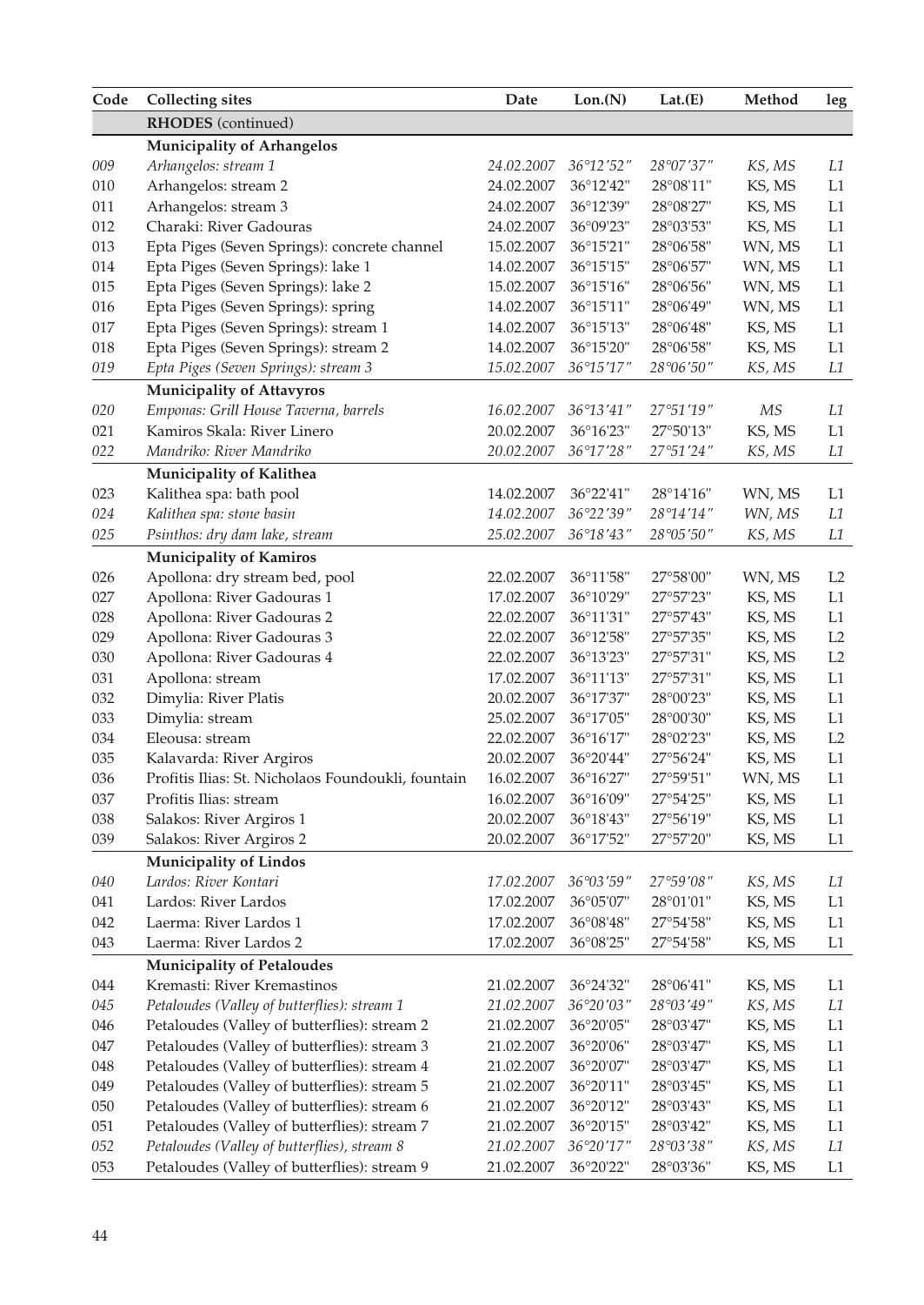| Code | Collecting sites | Date | Lon.(N) | Lat.(E) | Method | leg |
|---|---|---|---|---|---|---|
| | **RHODES** (continued) | | | | | |
| | **Municipality of Arhangelos** | | | | | |
| *009* | *Arhangelos: stream 1* | *24.02.2007* | *36°12′52″* | *28°07′37″* | *KS, MS* | *L1* |
| 010 | Arhangelos: stream 2 | 24.02.2007 | 36°12'42" | 28°08'11" | KS, MS | L1 |
| 011 | Arhangelos: stream 3 | 24.02.2007 | 36°12'39" | 28°08'27" | KS, MS | L1 |
| 012 | Charaki: River Gadouras | 24.02.2007 | 36°09'23" | 28°03'53" | KS, MS | L1 |
| 013 | Epta Piges (Seven Springs): concrete channel | 15.02.2007 | 36°15'21" | 28°06'58" | WN, MS | L1 |
| 014 | Epta Piges (Seven Springs): lake 1 | 14.02.2007 | 36°15'15" | 28°06'57" | WN, MS | L1 |
| 015 | Epta Piges (Seven Springs): lake 2 | 15.02.2007 | 36°15'16" | 28°06'56" | WN, MS | L1 |
| 016 | Epta Piges (Seven Springs): spring | 14.02.2007 | 36°15'11" | 28°06'49" | WN, MS | L1 |
| 017 | Epta Piges (Seven Springs): stream 1 | 14.02.2007 | 36°15'13" | 28°06'48" | KS, MS | L1 |
| 018 | Epta Piges (Seven Springs): stream 2 | 14.02.2007 | 36°15'20" | 28°06'58" | KS, MS | L1 |
| *019* | *Epta Piges (Seven Springs): stream 3* | *15.02.2007* | *36°15′17″* | *28°06′50″* | *KS, MS* | *L1* |
| | **Municipality of Attavyros** | | | | | |
| *020* | *Emponas: Grill House Taverna, barrels* | *16.02.2007* | *36°13′41″* | *27°51′19″* | *MS* | *L1* |
| 021 | Kamiros Skala: River Linero | 20.02.2007 | 36°16'23" | 27°50'13" | KS, MS | L1 |
| *022* | *Mandriko: River Mandriko* | *20.02.2007* | *36°17′28″* | *27°51′24″* | *KS, MS* | *L1* |
| | **Municipality of Kalithea** | | | | | |
| 023 | Kalithea spa: bath pool | 14.02.2007 | 36°22'41" | 28°14'16" | WN, MS | L1 |
| *024* | *Kalithea spa: stone basin* | *14.02.2007* | *36°22′39″* | *28°14′14″* | *WN, MS* | *L1* |
| *025* | *Psinthos: dry dam lake, stream* | *25.02.2007* | *36°18′43″* | *28°05′50″* | *KS, MS* | *L1* |
| | **Municipality of Kamiros** | | | | | |
| 026 | Apollona: dry stream bed, pool | 22.02.2007 | 36°11'58" | 27°58'00" | WN, MS | L2 |
| 027 | Apollona: River Gadouras 1 | 17.02.2007 | 36°10'29" | 27°57'23" | KS, MS | L1 |
| 028 | Apollona: River Gadouras 2 | 22.02.2007 | 36°11'31" | 27°57'43" | KS, MS | L1 |
| 029 | Apollona: River Gadouras 3 | 22.02.2007 | 36°12'58" | 27°57'35" | KS, MS | L2 |
| 030 | Apollona: River Gadouras 4 | 22.02.2007 | 36°13'23" | 27°57'31" | KS, MS | L2 |
| 031 | Apollona: stream | 17.02.2007 | 36°11'13" | 27°57'31" | KS, MS | L1 |
| 032 | Dimylia: River Platis | 20.02.2007 | 36°17'37" | 28°00'23" | KS, MS | L1 |
| 033 | Dimylia: stream | 25.02.2007 | 36°17'05" | 28°00'30" | KS, MS | L1 |
| 034 | Eleousa: stream | 22.02.2007 | 36°16'17" | 28°02'23" | KS, MS | L2 |
| 035 | Kalavarda: River Argiros | 20.02.2007 | 36°20'44" | 27°56'24" | KS, MS | L1 |
| 036 | Profitis Ilias: St. Nicholaos Foundoukli, fountain | 16.02.2007 | 36°16'27" | 27°59'51" | WN, MS | L1 |
| 037 | Profitis Ilias: stream | 16.02.2007 | 36°16'09" | 27°54'25" | KS, MS | L1 |
| 038 | Salakos: River Argiros 1 | 20.02.2007 | 36°18'43" | 27°56'19" | KS, MS | L1 |
| 039 | Salakos: River Argiros 2 | 20.02.2007 | 36°17'52" | 27°57'20" | KS, MS | L1 |
| | **Municipality of Lindos** | | | | | |
| *040* | *Lardos: River Kontari* | *17.02.2007* | *36°03′59″* | *27°59′08″* | *KS, MS* | *L1* |
| 041 | Lardos: River Lardos | 17.02.2007 | 36°05'07" | 28°01'01" | KS, MS | L1 |
| 042 | Laerma: River Lardos 1 | 17.02.2007 | 36°08'48" | 27°54'58" | KS, MS | L1 |
| 043 | Laerma: River Lardos 2 | 17.02.2007 | 36°08'25" | 27°54'58" | KS, MS | L1 |
| | **Municipality of Petaloudes** | | | | | |
| 044 | Kremasti: River Kremastinos | 21.02.2007 | 36°24'32" | 28°06'41" | KS, MS | L1 |
| *045* | *Petaloudes (Valley of butterflies): stream 1* | *21.02.2007* | *36°20′03″* | *28°03′49″* | *KS, MS* | *L1* |
| 046 | Petaloudes (Valley of butterflies): stream 2 | 21.02.2007 | 36°20'05" | 28°03'47" | KS, MS | L1 |
| 047 | Petaloudes (Valley of butterflies): stream 3 | 21.02.2007 | 36°20'06" | 28°03'47" | KS, MS | L1 |
| 048 | Petaloudes (Valley of butterflies): stream 4 | 21.02.2007 | 36°20'07" | 28°03'47" | KS, MS | L1 |
| 049 | Petaloudes (Valley of butterflies): stream 5 | 21.02.2007 | 36°20'11" | 28°03'45" | KS, MS | L1 |
| 050 | Petaloudes (Valley of butterflies): stream 6 | 21.02.2007 | 36°20'12" | 28°03'43" | KS, MS | L1 |
| 051 | Petaloudes (Valley of butterflies): stream 7 | 21.02.2007 | 36°20'15" | 28°03'42" | KS, MS | L1 |
| *052* | *Petaloudes (Valley of butterflies), stream 8* | *21.02.2007* | *36°20′17″* | *28°03′38″* | *KS, MS* | *L1* |
| 053 | Petaloudes (Valley of butterflies): stream 9 | 21.02.2007 | 36°20'22" | 28°03'36" | KS, MS | L1 |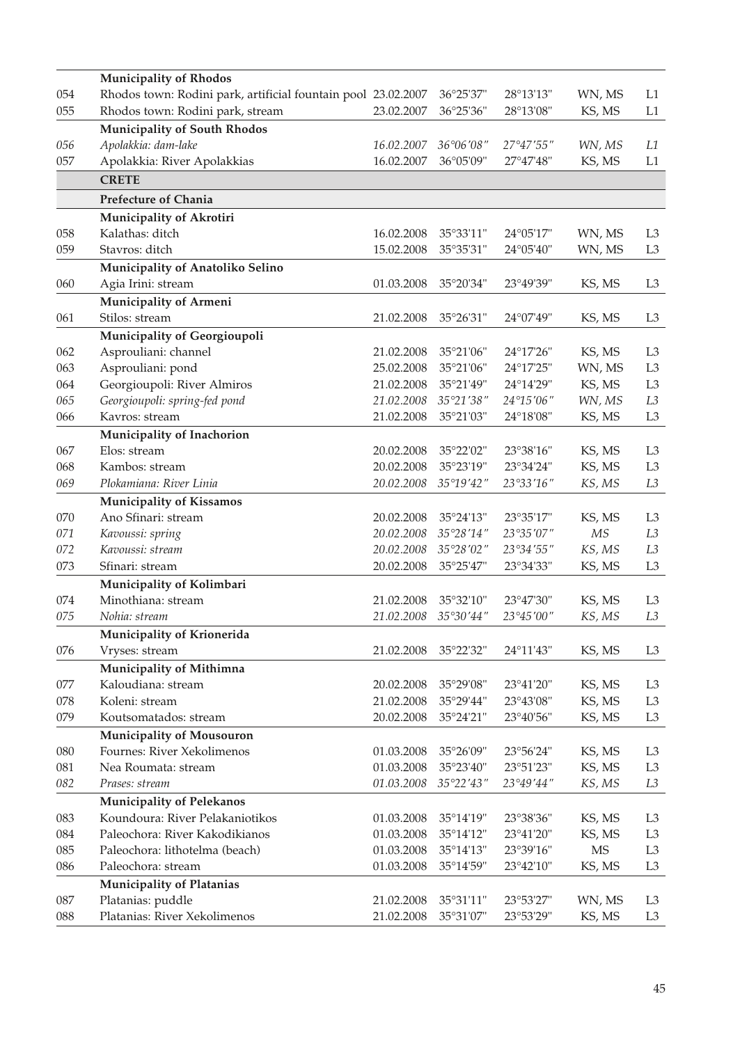| | | | | | | |
|---|---|---|---|---|---|---|
| | **Municipality of Rhodos** | | | | | |
| 054 | Rhodos town: Rodini park, artificial fountain pool | 23.02.2007 | 36°25'37" | 28°13'13" | WN, MS | L1 |
| 055 | Rhodos town: Rodini park, stream | 23.02.2007 | 36°25'36" | 28°13'08" | KS, MS | L1 |
| | **Municipality of South Rhodos** | | | | | |
| *056* | *Apolakkia: dam-lake* | *16.02.2007* | *36°06'08"* | *27°47'55"* | *WN, MS* | *L1* |
| 057 | Apolakkia: River Apolakkias | 16.02.2007 | 36°05'09" | 27°47'48" | KS, MS | L1 |
| | **CRETE** | | | | | |
| | **Prefecture of Chania** | | | | | |
| | **Municipality of Akrotiri** | | | | | |
| 058 | Kalathas: ditch | 16.02.2008 | 35°33'11" | 24°05'17" | WN, MS | L3 |
| 059 | Stavros: ditch | 15.02.2008 | 35°35'31" | 24°05'40" | WN, MS | L3 |
| | **Municipality of Anatoliko Selino** | | | | | |
| 060 | Agia Irini: stream | 01.03.2008 | 35°20'34" | 23°49'39" | KS, MS | L3 |
| | **Municipality of Armeni** | | | | | |
| 061 | Stilos: stream | 21.02.2008 | 35°26'31" | 24°07'49" | KS, MS | L3 |
| | **Municipality of Georgioupoli** | | | | | |
| 062 | Asprouliani: channel | 21.02.2008 | 35°21'06" | 24°17'26" | KS, MS | L3 |
| 063 | Asprouliani: pond | 25.02.2008 | 35°21'06" | 24°17'25" | WN, MS | L3 |
| 064 | Georgioupoli: River Almiros | 21.02.2008 | 35°21'49" | 24°14'29" | KS, MS | L3 |
| *065* | *Georgioupoli: spring-fed pond* | *21.02.2008* | *35°21'38"* | *24°15'06"* | *WN, MS* | *L3* |
| 066 | Kavros: stream | 21.02.2008 | 35°21'03" | 24°18'08" | KS, MS | L3 |
| | **Municipality of Inachorion** | | | | | |
| 067 | Elos: stream | 20.02.2008 | 35°22'02" | 23°38'16" | KS, MS | L3 |
| 068 | Kambos: stream | 20.02.2008 | 35°23'19" | 23°34'24" | KS, MS | L3 |
| *069* | *Plokamiana: River Linia* | *20.02.2008* | *35°19'42"* | *23°33'16"* | *KS, MS* | *L3* |
| | **Municipality of Kissamos** | | | | | |
| 070 | Ano Sfinari: stream | 20.02.2008 | 35°24'13" | 23°35'17" | KS, MS | L3 |
| *071* | *Kavoussi: spring* | *20.02.2008* | *35°28'14"* | *23°35'07"* | *MS* | *L3* |
| *072* | *Kavoussi: stream* | *20.02.2008* | *35°28'02"* | *23°34'55"* | *KS, MS* | *L3* |
| 073 | Sfinari: stream | 20.02.2008 | 35°25'47" | 23°34'33" | KS, MS | L3 |
| | **Municipality of Kolimbari** | | | | | |
| 074 | Minothiana: stream | 21.02.2008 | 35°32'10" | 23°47'30" | KS, MS | L3 |
| *075* | *Nohia: stream* | *21.02.2008* | *35°30'44"* | *23°45'00"* | *KS, MS* | *L3* |
| | **Municipality of Krionerida** | | | | | |
| 076 | Vryses: stream | 21.02.2008 | 35°22'32" | 24°11'43" | KS, MS | L3 |
| | **Municipality of Mithimna** | | | | | |
| 077 | Kaloudiana: stream | 20.02.2008 | 35°29'08" | 23°41'20" | KS, MS | L3 |
| 078 | Koleni: stream | 21.02.2008 | 35°29'44" | 23°43'08" | KS, MS | L3 |
| 079 | Koutsomatados: stream | 20.02.2008 | 35°24'21" | 23°40'56" | KS, MS | L3 |
| | **Municipality of Mousouron** | | | | | |
| 080 | Fournes: River Xekolimenos | 01.03.2008 | 35°26'09" | 23°56'24" | KS, MS | L3 |
| 081 | Nea Roumata: stream | 01.03.2008 | 35°23'40" | 23°51'23" | KS, MS | L3 |
| *082* | *Prases: stream* | *01.03.2008* | *35°22'43"* | *23°49'44"* | *KS, MS* | *L3* |
| | **Municipality of Pelekanos** | | | | | |
| 083 | Koundoura: River Pelakaniotikos | 01.03.2008 | 35°14'19" | 23°38'36" | KS, MS | L3 |
| 084 | Paleochora: River Kakodikianos | 01.03.2008 | 35°14'12" | 23°41'20" | KS, MS | L3 |
| 085 | Paleochora: lithotelma (beach) | 01.03.2008 | 35°14'13" | 23°39'16" | MS | L3 |
| 086 | Paleochora: stream | 01.03.2008 | 35°14'59" | 23°42'10" | KS, MS | L3 |
| | **Municipality of Platanias** | | | | | |
| 087 | Platanias: puddle | 21.02.2008 | 35°31'11" | 23°53'27" | WN, MS | L3 |
| 088 | Platanias: River Xekolimenos | 21.02.2008 | 35°31'07" | 23°53'29" | KS, MS | L3 |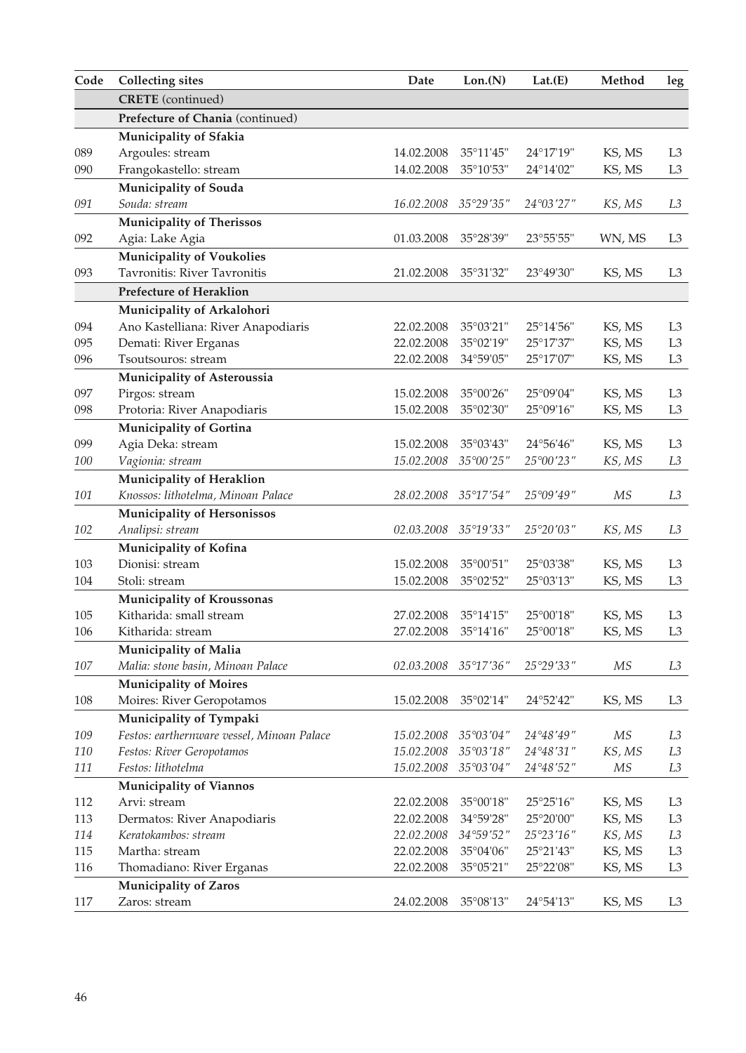| Code | Collecting sites | Date | Lon.(N) | Lat.(E) | Method | leg |
|---|---|---|---|---|---|---|
| | **CRETE** (continued) | | | | | |
| | **Prefecture of Chania** (continued) | | | | | |
| | **Municipality of Sfakia** | | | | | |
| 089 | Argoules: stream | 14.02.2008 | 35°11'45" | 24°17'19" | KS, MS | L3 |
| 090 | Frangokastello: stream | 14.02.2008 | 35°10'53" | 24°14'02" | KS, MS | L3 |
| | **Municipality of Souda** | | | | | |
| *091* | *Souda: stream* | *16.02.2008* | *35°29'35"* | *24°03'27"* | *KS, MS* | *L3* |
| | **Municipality of Therissos** | | | | | |
| 092 | Agia: Lake Agia | 01.03.2008 | 35°28'39" | 23°55'55" | WN, MS | L3 |
| | **Municipality of Voukolies** | | | | | |
| 093 | Tavronitis: River Tavronitis | 21.02.2008 | 35°31'32" | 23°49'30" | KS, MS | L3 |
| | **Prefecture of Heraklion** | | | | | |
| | **Municipality of Arkalohori** | | | | | |
| 094 | Ano Kastelliana: River Anapodiaris | 22.02.2008 | 35°03'21" | 25°14'56" | KS, MS | L3 |
| 095 | Demati: River Erganas | 22.02.2008 | 35°02'19" | 25°17'37" | KS, MS | L3 |
| 096 | Tsoutsouros: stream | 22.02.2008 | 34°59'05" | 25°17'07" | KS, MS | L3 |
| | **Municipality of Asteroussia** | | | | | |
| 097 | Pirgos: stream | 15.02.2008 | 35°00'26" | 25°09'04" | KS, MS | L3 |
| 098 | Protoria: River Anapodiaris | 15.02.2008 | 35°02'30" | 25°09'16" | KS, MS | L3 |
| | **Municipality of Gortina** | | | | | |
| 099 | Agia Deka: stream | 15.02.2008 | 35°03'43" | 24°56'46" | KS, MS | L3 |
| *100* | *Vagionia: stream* | *15.02.2008* | *35°00'25"* | *25°00'23"* | *KS, MS* | *L3* |
| | **Municipality of Heraklion** | | | | | |
| *101* | *Knossos: lithotelma, Minoan Palace* | *28.02.2008* | *35°17'54"* | *25°09'49"* | *MS* | *L3* |
| | **Municipality of Hersonissos** | | | | | |
| *102* | *Analipsi: stream* | *02.03.2008* | *35°19'33"* | *25°20'03"* | *KS, MS* | *L3* |
| | **Municipality of Kofina** | | | | | |
| 103 | Dionisi: stream | 15.02.2008 | 35°00'51" | 25°03'38" | KS, MS | L3 |
| 104 | Stoli: stream | 15.02.2008 | 35°02'52" | 25°03'13" | KS, MS | L3 |
| | **Municipality of Kroussonas** | | | | | |
| 105 | Kitharida: small stream | 27.02.2008 | 35°14'15" | 25°00'18" | KS, MS | L3 |
| 106 | Kitharida: stream | 27.02.2008 | 35°14'16" | 25°00'18" | KS, MS | L3 |
| | **Municipality of Malia** | | | | | |
| *107* | *Malia: stone basin, Minoan Palace* | *02.03.2008* | *35°17'36"* | *25°29'33"* | *MS* | *L3* |
| | **Municipality of Moires** | | | | | |
| 108 | Moires: River Geropotamos | 15.02.2008 | 35°02'14" | 24°52'42" | KS, MS | L3 |
| | **Municipality of Tympaki** | | | | | |
| *109* | *Festos: earthernware vessel, Minoan Palace* | *15.02.2008* | *35°03'04"* | *24°48'49"* | *MS* | *L3* |
| *110* | *Festos: River Geropotamos* | *15.02.2008* | *35°03'18"* | *24°48'31"* | *KS, MS* | *L3* |
| *111* | *Festos: lithotelma* | *15.02.2008* | *35°03'04"* | *24°48'52"* | *MS* | *L3* |
| | **Municipality of Viannos** | | | | | |
| 112 | Arvi: stream | 22.02.2008 | 35°00'18" | 25°25'16" | KS, MS | L3 |
| 113 | Dermatos: River Anapodiaris | 22.02.2008 | 34°59'28" | 25°20'00" | KS, MS | L3 |
| *114* | *Keratokambos: stream* | *22.02.2008* | *34°59'52"* | *25°23'16"* | *KS, MS* | *L3* |
| 115 | Martha: stream | 22.02.2008 | 35°04'06" | 25°21'43" | KS, MS | L3 |
| 116 | Thomadiano: River Erganas | 22.02.2008 | 35°05'21" | 25°22'08" | KS, MS | L3 |
| | **Municipality of Zaros** | | | | | |
| 117 | Zaros: stream | 24.02.2008 | 35°08'13" | 24°54'13" | KS, MS | L3 |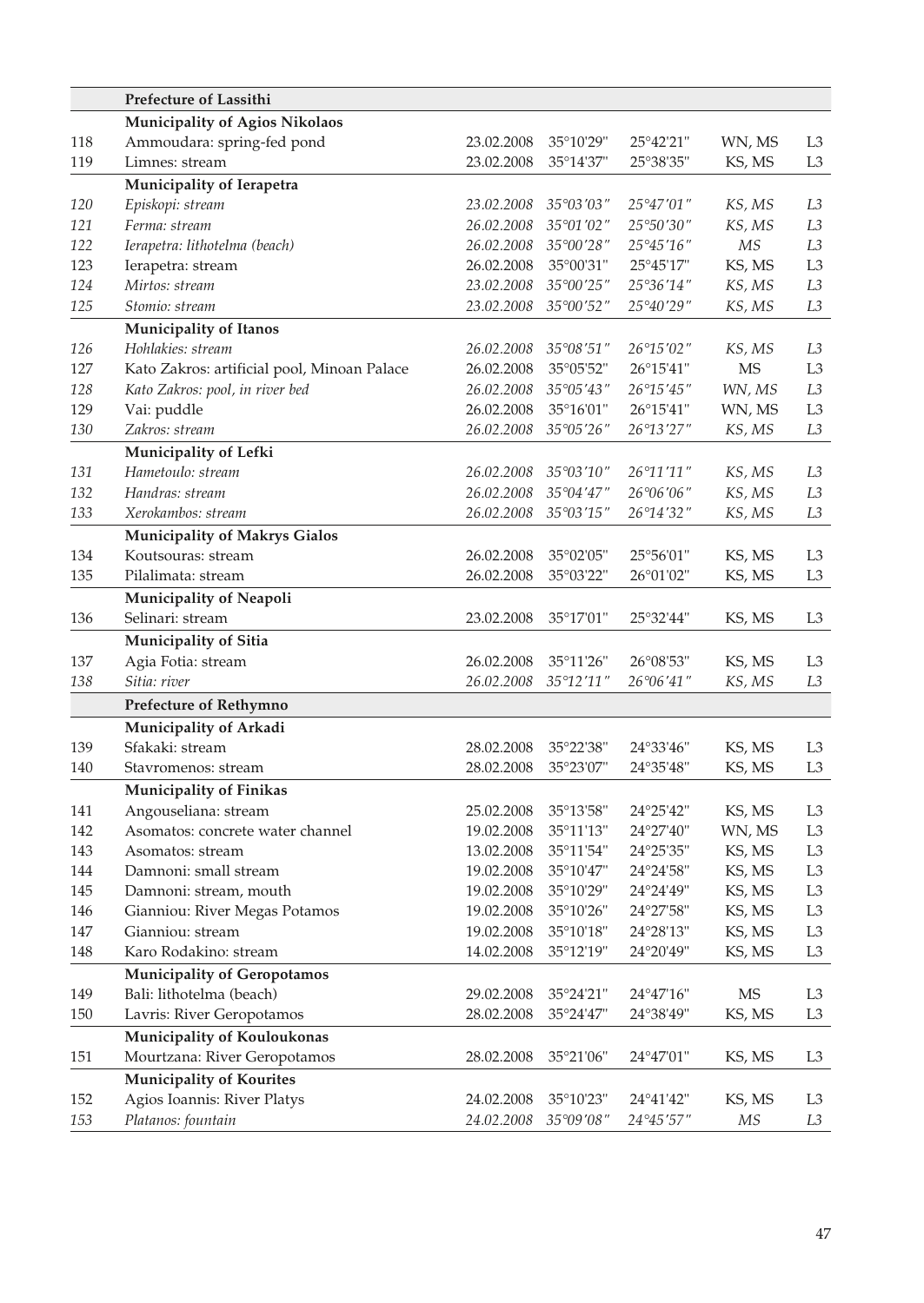| | **Prefecture of Lassithi** | | | | | |
|---|---|---|---|---|---|---|
| | **Municipality of Agios Nikolaos** | | | | | |
| 118 | Ammoudara: spring-fed pond | 23.02.2008 | 35°10'29" | 25°42'21" | WN, MS | L3 |
| 119 | Limnes: stream | 23.02.2008 | 35°14'37" | 25°38'35" | KS, MS | L3 |
| | **Municipality of Ierapetra** | | | | | |
| *120* | *Episkopi: stream* | *23.02.2008* | *35°03'03"* | *25°47'01"* | *KS, MS* | *L3* |
| *121* | *Ferma: stream* | *26.02.2008* | *35°01'02"* | *25°50'30"* | *KS, MS* | *L3* |
| *122* | *Ierapetra: lithotelma (beach)* | *26.02.2008* | *35°00'28"* | *25°45'16"* | *MS* | *L3* |
| 123 | Ierapetra: stream | 26.02.2008 | 35°00'31" | 25°45'17" | KS, MS | L3 |
| *124* | *Mirtos: stream* | *23.02.2008* | *35°00'25"* | *25°36'14"* | *KS, MS* | *L3* |
| *125* | *Stomio: stream* | *23.02.2008* | *35°00'52"* | *25°40'29"* | *KS, MS* | *L3* |
| | **Municipality of Itanos** | | | | | |
| *126* | *Hohlakies: stream* | *26.02.2008* | *35°08'51"* | *26°15'02"* | *KS, MS* | *L3* |
| 127 | Kato Zakros: artificial pool, Minoan Palace | 26.02.2008 | 35°05'52" | 26°15'41" | MS | L3 |
| *128* | *Kato Zakros: pool, in river bed* | *26.02.2008* | *35°05'43"* | *26°15'45"* | *WN, MS* | *L3* |
| 129 | Vai: puddle | 26.02.2008 | 35°16'01" | 26°15'41" | WN, MS | L3 |
| *130* | *Zakros: stream* | *26.02.2008* | *35°05'26"* | *26°13'27"* | *KS, MS* | *L3* |
| | **Municipality of Lefki** | | | | | |
| *131* | *Hametoulo: stream* | *26.02.2008* | *35°03'10"* | *26°11'11"* | *KS, MS* | *L3* |
| *132* | *Handras: stream* | *26.02.2008* | *35°04'47"* | *26°06'06"* | *KS, MS* | *L3* |
| *133* | *Xerokambos: stream* | *26.02.2008* | *35°03'15"* | *26°14'32"* | *KS, MS* | *L3* |
| | **Municipality of Makrys Gialos** | | | | | |
| 134 | Koutsouras: stream | 26.02.2008 | 35°02'05" | 25°56'01" | KS, MS | L3 |
| 135 | Pilalimata: stream | 26.02.2008 | 35°03'22" | 26°01'02" | KS, MS | L3 |
| | **Municipality of Neapoli** | | | | | |
| 136 | Selinari: stream | 23.02.2008 | 35°17'01" | 25°32'44" | KS, MS | L3 |
| | **Municipality of Sitia** | | | | | |
| 137 | Agia Fotia: stream | 26.02.2008 | 35°11'26" | 26°08'53" | KS, MS | L3 |
| *138* | *Sitia: river* | *26.02.2008* | *35°12'11"* | *26°06'41"* | *KS, MS* | *L3* |
| | **Prefecture of Rethymno** | | | | | |
| | **Municipality of Arkadi** | | | | | |
| 139 | Sfakaki: stream | 28.02.2008 | 35°22'38" | 24°33'46" | KS, MS | L3 |
| 140 | Stavromenos: stream | 28.02.2008 | 35°23'07" | 24°35'48" | KS, MS | L3 |
| | **Municipality of Finikas** | | | | | |
| 141 | Angouseliana: stream | 25.02.2008 | 35°13'58" | 24°25'42" | KS, MS | L3 |
| 142 | Asomatos: concrete water channel | 19.02.2008 | 35°11'13" | 24°27'40" | WN, MS | L3 |
| 143 | Asomatos: stream | 13.02.2008 | 35°11'54" | 24°25'35" | KS, MS | L3 |
| 144 | Damnoni: small stream | 19.02.2008 | 35°10'47" | 24°24'58" | KS, MS | L3 |
| 145 | Damnoni: stream, mouth | 19.02.2008 | 35°10'29" | 24°24'49" | KS, MS | L3 |
| 146 | Gianniou: River Megas Potamos | 19.02.2008 | 35°10'26" | 24°27'58" | KS, MS | L3 |
| 147 | Gianniou: stream | 19.02.2008 | 35°10'18" | 24°28'13" | KS, MS | L3 |
| 148 | Karo Rodakino: stream | 14.02.2008 | 35°12'19" | 24°20'49" | KS, MS | L3 |
| | **Municipality of Geropotamos** | | | | | |
| 149 | Bali: lithotelma (beach) | 29.02.2008 | 35°24'21" | 24°47'16" | MS | L3 |
| 150 | Lavris: River Geropotamos | 28.02.2008 | 35°24'47" | 24°38'49" | KS, MS | L3 |
| | **Municipality of Kouloukonas** | | | | | |
| 151 | Mourtzana: River Geropotamos | 28.02.2008 | 35°21'06" | 24°47'01" | KS, MS | L3 |
| | **Municipality of Kourites** | | | | | |
| 152 | Agios Ioannis: River Platys | 24.02.2008 | 35°10'23" | 24°41'42" | KS, MS | L3 |
| *153* | *Platanos: fountain* | *24.02.2008* | *35°09'08"* | *24°45'57"* | *MS* | *L3* |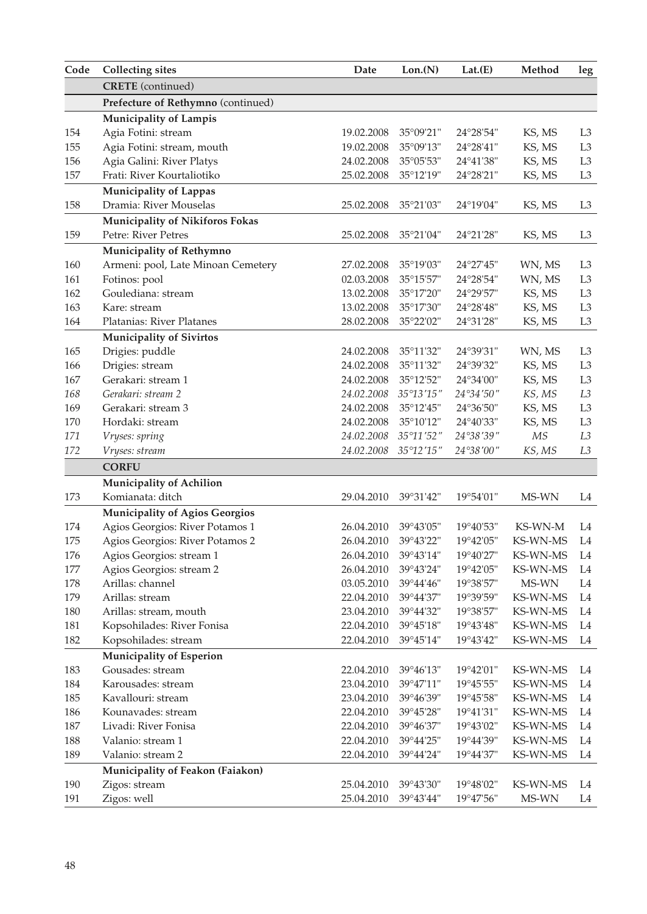| Code | Collecting sites | Date | Lon.(N) | Lat.(E) | Method | leg |
|---|---|---|---|---|---|---|
| | **CRETE** (continued) | | | | | |
| | **Prefecture of Rethymno** (continued) | | | | | |
| | **Municipality of Lampis** | | | | | |
| 154 | Agia Fotini: stream | 19.02.2008 | 35°09'21" | 24°28'54" | KS, MS | L3 |
| 155 | Agia Fotini: stream, mouth | 19.02.2008 | 35°09'13" | 24°28'41" | KS, MS | L3 |
| 156 | Agia Galini: River Platys | 24.02.2008 | 35°05'53" | 24°41'38" | KS, MS | L3 |
| 157 | Frati: River Kourtaliotiko | 25.02.2008 | 35°12'19" | 24°28'21" | KS, MS | L3 |
| | **Municipality of Lappas** | | | | | |
| 158 | Dramia: River Mouselas | 25.02.2008 | 35°21'03" | 24°19'04" | KS, MS | L3 |
| | **Municipality of Nikiforos Fokas** | | | | | |
| 159 | Petre: River Petres | 25.02.2008 | 35°21'04" | 24°21'28" | KS, MS | L3 |
| | **Municipality of Rethymno** | | | | | |
| 160 | Armeni: pool, Late Minoan Cemetery | 27.02.2008 | 35°19'03" | 24°27'45" | WN, MS | L3 |
| 161 | Fotinos: pool | 02.03.2008 | 35°15'57" | 24°28'54" | WN, MS | L3 |
| 162 | Goulediana: stream | 13.02.2008 | 35°17'20" | 24°29'57" | KS, MS | L3 |
| 163 | Kare: stream | 13.02.2008 | 35°17'30" | 24°28'48" | KS, MS | L3 |
| 164 | Platanias: River Platanes | 28.02.2008 | 35°22'02" | 24°31'28" | KS, MS | L3 |
| | **Municipality of Sivirtos** | | | | | |
| 165 | Drigies: puddle | 24.02.2008 | 35°11'32" | 24°39'31" | WN, MS | L3 |
| 166 | Drigies: stream | 24.02.2008 | 35°11'32" | 24°39'32" | KS, MS | L3 |
| 167 | Gerakari: stream 1 | 24.02.2008 | 35°12'52" | 24°34'00" | KS, MS | L3 |
| *168* | *Gerakari: stream 2* | *24.02.2008* | *35°13'15"* | *24°34'50"* | *KS, MS* | *L3* |
| 169 | Gerakari: stream 3 | 24.02.2008 | 35°12'45" | 24°36'50" | KS, MS | L3 |
| 170 | Hordaki: stream | 24.02.2008 | 35°10'12" | 24°40'33" | KS, MS | L3 |
| *171* | *Vryses: spring* | *24.02.2008* | *35°11'52"* | *24°38'39"* | *MS* | *L3* |
| *172* | *Vryses: stream* | *24.02.2008* | *35°12'15"* | *24°38'00"* | *KS, MS* | *L3* |
| | **CORFU** | | | | | |
| | **Municipality of Achilion** | | | | | |
| 173 | Komianata: ditch | 29.04.2010 | 39°31'42" | 19°54'01" | MS-WN | L4 |
| | **Municipality of Agios Georgios** | | | | | |
| 174 | Agios Georgios: River Potamos 1 | 26.04.2010 | 39°43'05" | 19°40'53" | KS-WN-M | L4 |
| 175 | Agios Georgios: River Potamos 2 | 26.04.2010 | 39°43'22" | 19°42'05" | KS-WN-MS | L4 |
| 176 | Agios Georgios: stream 1 | 26.04.2010 | 39°43'14" | 19°40'27" | KS-WN-MS | L4 |
| 177 | Agios Georgios: stream 2 | 26.04.2010 | 39°43'24" | 19°42'05" | KS-WN-MS | L4 |
| 178 | Arillas: channel | 03.05.2010 | 39°44'46" | 19°38'57" | MS-WN | L4 |
| 179 | Arillas: stream | 22.04.2010 | 39°44'37" | 19°39'59" | KS-WN-MS | L4 |
| 180 | Arillas: stream, mouth | 23.04.2010 | 39°44'32" | 19°38'57" | KS-WN-MS | L4 |
| 181 | Kopsohilades: River Fonisa | 22.04.2010 | 39°45'18" | 19°43'48" | KS-WN-MS | L4 |
| 182 | Kopsohilades: stream | 22.04.2010 | 39°45'14" | 19°43'42" | KS-WN-MS | L4 |
| | **Municipality of Esperion** | | | | | |
| 183 | Gousades: stream | 22.04.2010 | 39°46'13" | 19°42'01" | KS-WN-MS | L4 |
| 184 | Karousades: stream | 23.04.2010 | 39°47'11" | 19°45'55" | KS-WN-MS | L4 |
| 185 | Kavallouri: stream | 23.04.2010 | 39°46'39" | 19°45'58" | KS-WN-MS | L4 |
| 186 | Kounavades: stream | 22.04.2010 | 39°45'28" | 19°41'31" | KS-WN-MS | L4 |
| 187 | Livadi: River Fonisa | 22.04.2010 | 39°46'37" | 19°43'02" | KS-WN-MS | L4 |
| 188 | Valanio: stream 1 | 22.04.2010 | 39°44'25" | 19°44'39" | KS-WN-MS | L4 |
| 189 | Valanio: stream 2 | 22.04.2010 | 39°44'24" | 19°44'37" | KS-WN-MS | L4 |
| | **Municipality of Feakon (Faiakon)** | | | | | |
| 190 | Zigos: stream | 25.04.2010 | 39°43'30" | 19°48'02" | KS-WN-MS | L4 |
| 191 | Zigos: well | 25.04.2010 | 39°43'44" | 19°47'56" | MS-WN | L4 |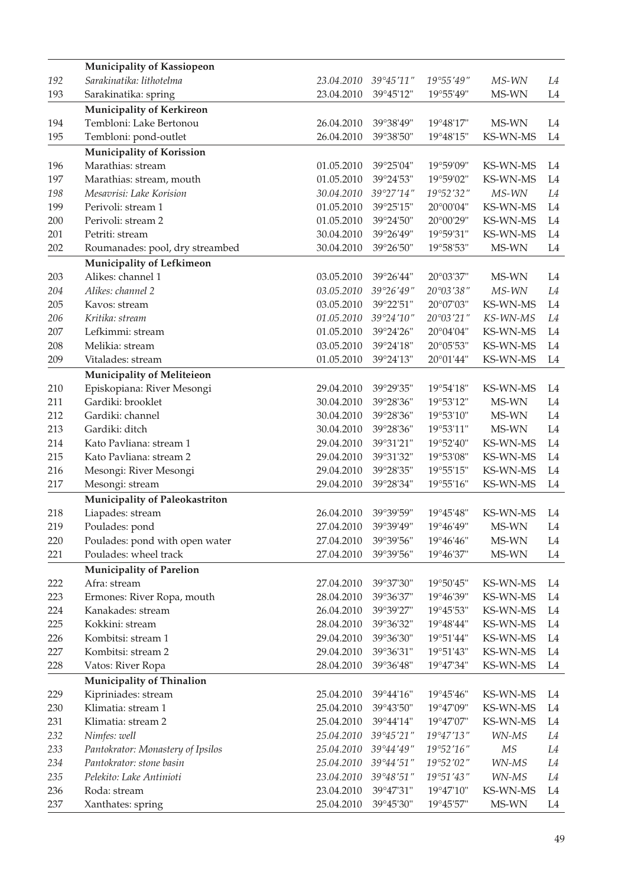| | | | | | | |
|---|---|---|---|---|---|---|
| | **Municipality of Kassiopeon** | | | | | |
| *192* | *Sarakinatika: lithotelma* | *23.04.2010* | *39°45'11"* | *19°55'49"* | *MS-WN* | *L4* |
| 193 | Sarakinatika: spring | 23.04.2010 | 39°45'12" | 19°55'49" | MS-WN | L4 |
| | **Municipality of Kerkireon** | | | | | |
| 194 | Tembloni: Lake Bertonou | 26.04.2010 | 39°38'49" | 19°48'17" | MS-WN | L4 |
| 195 | Tembloni: pond-outlet | 26.04.2010 | 39°38'50" | 19°48'15" | KS-WN-MS | L4 |
| | **Municipality of Korission** | | | | | |
| 196 | Marathias: stream | 01.05.2010 | 39°25'04" | 19°59'09" | KS-WN-MS | L4 |
| 197 | Marathias: stream, mouth | 01.05.2010 | 39°24'53" | 19°59'02" | KS-WN-MS | L4 |
| *198* | *Mesavrisi: Lake Korision* | *30.04.2010* | *39°27'14"* | *19°52'32"* | *MS-WN* | *L4* |
| 199 | Perivoli: stream 1 | 01.05.2010 | 39°25'15" | 20°00'04" | KS-WN-MS | L4 |
| 200 | Perivoli: stream 2 | 01.05.2010 | 39°24'50" | 20°00'29" | KS-WN-MS | L4 |
| 201 | Petriti: stream | 30.04.2010 | 39°26'49" | 19°59'31" | KS-WN-MS | L4 |
| 202 | Roumanades: pool, dry streambed | 30.04.2010 | 39°26'50" | 19°58'53" | MS-WN | L4 |
| | **Municipality of Lefkimeon** | | | | | |
| 203 | Alikes: channel 1 | 03.05.2010 | 39°26'44" | 20°03'37" | MS-WN | L4 |
| *204* | *Alikes: channel 2* | *03.05.2010* | *39°26'49"* | *20°03'38"* | *MS-WN* | *L4* |
| 205 | Kavos: stream | 03.05.2010 | 39°22'51" | 20°07'03" | KS-WN-MS | L4 |
| *206* | *Kritika: stream* | *01.05.2010* | *39°24'10"* | *20°03'21"* | *KS-WN-MS* | *L4* |
| 207 | Lefkimmi: stream | 01.05.2010 | 39°24'26" | 20°04'04" | KS-WN-MS | L4 |
| 208 | Melikia: stream | 03.05.2010 | 39°24'18" | 20°05'53" | KS-WN-MS | L4 |
| 209 | Vitalades: stream | 01.05.2010 | 39°24'13" | 20°01'44" | KS-WN-MS | L4 |
| | **Municipality of Meliteieon** | | | | | |
| 210 | Episkopiana: River Mesongi | 29.04.2010 | 39°29'35" | 19°54'18" | KS-WN-MS | L4 |
| 211 | Gardiki: brooklet | 30.04.2010 | 39°28'36" | 19°53'12" | MS-WN | L4 |
| 212 | Gardiki: channel | 30.04.2010 | 39°28'36" | 19°53'10" | MS-WN | L4 |
| 213 | Gardiki: ditch | 30.04.2010 | 39°28'36" | 19°53'11" | MS-WN | L4 |
| 214 | Kato Pavliana: stream 1 | 29.04.2010 | 39°31'21" | 19°52'40" | KS-WN-MS | L4 |
| 215 | Kato Pavliana: stream 2 | 29.04.2010 | 39°31'32" | 19°53'08" | KS-WN-MS | L4 |
| 216 | Mesongi: River Mesongi | 29.04.2010 | 39°28'35" | 19°55'15" | KS-WN-MS | L4 |
| 217 | Mesongi: stream | 29.04.2010 | 39°28'34" | 19°55'16" | KS-WN-MS | L4 |
| | **Municipality of Paleokastriton** | | | | | |
| 218 | Liapades: stream | 26.04.2010 | 39°39'59" | 19°45'48" | KS-WN-MS | L4 |
| 219 | Poulades: pond | 27.04.2010 | 39°39'49" | 19°46'49" | MS-WN | L4 |
| 220 | Poulades: pond with open water | 27.04.2010 | 39°39'56" | 19°46'46" | MS-WN | L4 |
| 221 | Poulades: wheel track | 27.04.2010 | 39°39'56" | 19°46'37" | MS-WN | L4 |
| | **Municipality of Parelion** | | | | | |
| 222 | Afra: stream | 27.04.2010 | 39°37'30" | 19°50'45" | KS-WN-MS | L4 |
| 223 | Ermones: River Ropa, mouth | 28.04.2010 | 39°36'37" | 19°46'39" | KS-WN-MS | L4 |
| 224 | Kanakades: stream | 26.04.2010 | 39°39'27" | 19°45'53" | KS-WN-MS | L4 |
| 225 | Kokkini: stream | 28.04.2010 | 39°36'32" | 19°48'44" | KS-WN-MS | L4 |
| 226 | Kombitsi: stream 1 | 29.04.2010 | 39°36'30" | 19°51'44" | KS-WN-MS | L4 |
| 227 | Kombitsi: stream 2 | 29.04.2010 | 39°36'31" | 19°51'43" | KS-WN-MS | L4 |
| 228 | Vatos: River Ropa | 28.04.2010 | 39°36'48" | 19°47'34" | KS-WN-MS | L4 |
| | **Municipality of Thinalion** | | | | | |
| 229 | Kipriniades: stream | 25.04.2010 | 39°44'16" | 19°45'46" | KS-WN-MS | L4 |
| 230 | Klimatia: stream 1 | 25.04.2010 | 39°43'50" | 19°47'09" | KS-WN-MS | L4 |
| 231 | Klimatia: stream 2 | 25.04.2010 | 39°44'14" | 19°47'07" | KS-WN-MS | L4 |
| *232* | *Nimfes: well* | *25.04.2010* | *39°45'21"* | *19°47'13"* | *WN-MS* | *L4* |
| *233* | *Pantokrator: Monastery of Ipsilos* | *25.04.2010* | *39°44'49"* | *19°52'16"* | *MS* | *L4* |
| *234* | *Pantokrator: stone basin* | *25.04.2010* | *39°44'51"* | *19°52'02"* | *WN-MS* | *L4* |
| *235* | *Pelekito: Lake Antinioti* | *23.04.2010* | *39°48'51"* | *19°51'43"* | *WN-MS* | *L4* |
| 236 | Roda: stream | 23.04.2010 | 39°47'31" | 19°47'10" | KS-WN-MS | L4 |
| 237 | Xanthates: spring | 25.04.2010 | 39°45'30" | 19°45'57" | MS-WN | L4 |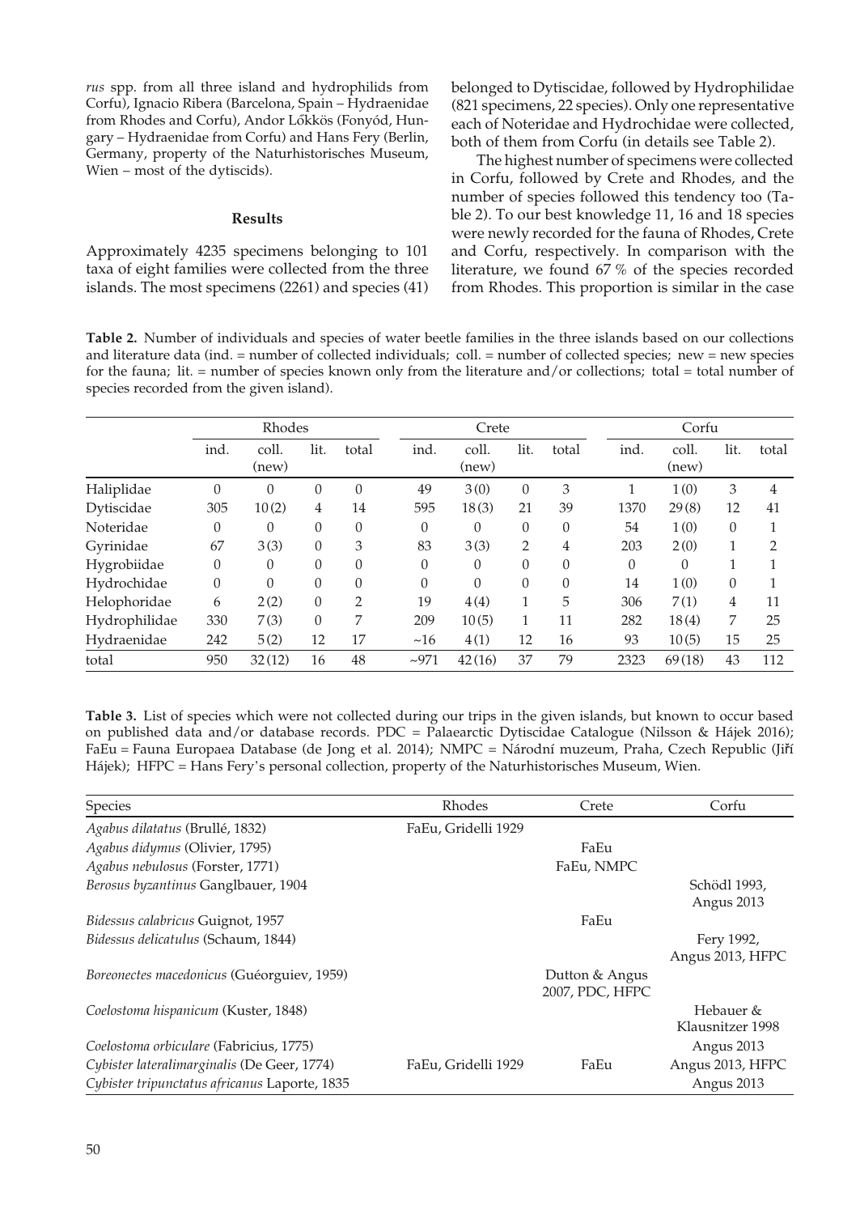*rus* spp. from all three island and hydrophilids from Corfu), Ignacio Ribera (Barcelona, Spain – Hydraenidae from Rhodes and Corfu), Andor Lőkkös (Fonyód, Hungary – Hydraenidae from Corfu) and Hans Fery (Berlin, Germany, property of the Naturhistorisches Museum, Wien – most of the dytiscids).

## Results

Approximately 4235 specimens belonging to 101 taxa of eight families were collected from the three islands. The most specimens (2261) and species (41) belonged to Dytiscidae, followed by Hydrophilidae (821 specimens, 22 species). Only one representative each of Noteridae and Hydrochidae were collected, both of them from Corfu (in details see Table 2).

The highest number of specimens were collected in Corfu, followed by Crete and Rhodes, and the number of species followed this tendency too (Table 2). To our best knowledge 11, 16 and 18 species were newly recorded for the fauna of Rhodes, Crete and Corfu, respectively. In comparison with the literature, we found 67 % of the species recorded from Rhodes. This proportion is similar in the case

**Table 2.** Number of individuals and species of water beetle families in the three islands based on our collections and literature data (ind. = number of collected individuals; coll. = number of collected species; new = new species for the fauna; lit. = number of species known only from the literature and/or collections; total = total number of species recorded from the given island).

| | Rhodes | | | | Crete | | | | Corfu | | | |
|---|---|---|---|---|---|---|---|---|---|---|---|---|
| | ind. | coll. (new) | lit. | total | ind. | coll. (new) | lit. | total | ind. | coll. (new) | lit. | total |
| Haliplidae | 0 | 0 | 0 | 0 | 49 | 3 (0) | 0 | 3 | 1 | 1 (0) | 3 | 4 |
| Dytiscidae | 305 | 10 (2) | 4 | 14 | 595 | 18 (3) | 21 | 39 | 1370 | 29 (8) | 12 | 41 |
| Noteridae | 0 | 0 | 0 | 0 | 0 | 0 | 0 | 0 | 54 | 1 (0) | 0 | 1 |
| Gyrinidae | 67 | 3 (3) | 0 | 3 | 83 | 3 (3) | 2 | 4 | 203 | 2 (0) | 1 | 2 |
| Hygrobiidae | 0 | 0 | 0 | 0 | 0 | 0 | 0 | 0 | 0 | 0 | 1 | 1 |
| Hydrochidae | 0 | 0 | 0 | 0 | 0 | 0 | 0 | 0 | 14 | 1 (0) | 0 | 1 |
| Helophoridae | 6 | 2 (2) | 0 | 2 | 19 | 4 (4) | 1 | 5 | 306 | 7 (1) | 4 | 11 |
| Hydrophilidae | 330 | 7 (3) | 0 | 7 | 209 | 10 (5) | 1 | 11 | 282 | 18 (4) | 7 | 25 |
| Hydraenidae | 242 | 5 (2) | 12 | 17 | ~16 | 4 (1) | 12 | 16 | 93 | 10 (5) | 15 | 25 |
| total | 950 | 32 (12) | 16 | 48 | ~971 | 42 (16) | 37 | 79 | 2323 | 69 (18) | 43 | 112 |

**Table 3.** List of species which were not collected during our trips in the given islands, but known to occur based on published data and/or database records. PDC = Palaearctic Dytiscidae Catalogue (Nilsson & Hájek 2016); FaEu = Fauna Europaea Database (de Jong et al. 2014); NMPC = Národní muzeum, Praha, Czech Republic (Jiří Hájek); HFPC = Hans Fery's personal collection, property of the Naturhistorisches Museum, Wien.

| Species | Rhodes | Crete | Corfu |
|---|---|---|---|
| *Agabus dilatatus* (Brullé, 1832) | FaEu, Gridelli 1929 | | |
| *Agabus didymus* (Olivier, 1795) | | FaEu | |
| *Agabus nebulosus* (Forster, 1771) | | FaEu, NMPC | |
| *Berosus byzantinus* Ganglbauer, 1904 | | | Schödl 1993, Angus 2013 |
| *Bidessus calabricus* Guignot, 1957 | | FaEu | |
| *Bidessus delicatulus* (Schaum, 1844) | | | Fery 1992, Angus 2013, HFPC |
| *Boreonectes macedonicus* (Guéorguiev, 1959) | | Dutton & Angus 2007, PDC, HFPC | |
| *Coelostoma hispanicum* (Kuster, 1848) | | | Hebauer & Klausnitzer 1998 |
| *Coelostoma orbiculare* (Fabricius, 1775) | | | Angus 2013 |
| *Cybister lateralimarginalis* (De Geer, 1774) | FaEu, Gridelli 1929 | FaEu | Angus 2013, HFPC |
| *Cybister tripunctatus africanus* Laporte, 1835 | | | Angus 2013 |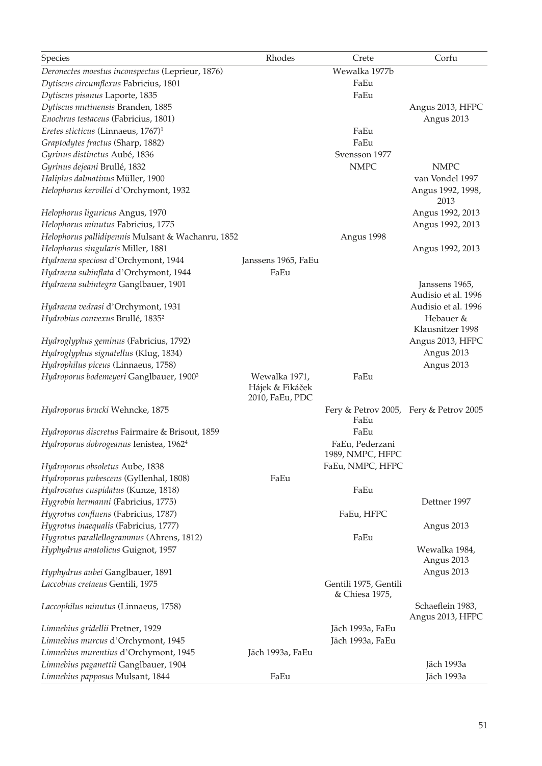| Species | Rhodes | Crete | Corfu |
|---|---|---|---|
| *Deronectes moestus inconspectus* (Leprieur, 1876) | | Wewalka 1977b | |
| *Dytiscus circumflexus* Fabricius, 1801 | | FaEu | |
| *Dytiscus pisanus* Laporte, 1835 | | FaEu | |
| *Dytiscus mutinensis* Branden, 1885 | | | Angus 2013, HFPC |
| *Enochrus testaceus* (Fabricius, 1801) | | | Angus 2013 |
| *Eretes sticticus* (Linnaeus, 1767)[1] | | FaEu | |
| *Graptodytes fractus* (Sharp, 1882) | | FaEu | |
| *Gyrinus distinctus* Aubé, 1836 | | Svensson 1977 | |
| *Gyrinus dejeani* Brullé, 1832 | | NMPC | NMPC |
| *Haliplus dalmatinus* Müller, 1900 | | | van Vondel 1997 |
| *Helophorus kervillei* d'Orchymont, 1932 | | | Angus 1992, 1998, 2013 |
| *Helophorus liguricus* Angus, 1970 | | | Angus 1992, 2013 |
| *Helophorus minutus* Fabricius, 1775 | | | Angus 1992, 2013 |
| *Helophorus pallidipennis* Mulsant & Wachanru, 1852 | | Angus 1998 | |
| *Helophorus singularis* Miller, 1881 | | | Angus 1992, 2013 |
| *Hydraena speciosa* d'Orchymont, 1944 | Janssens 1965, FaEu | | |
| *Hydraena subinflata* d'Orchymont, 1944 | FaEu | | |
| *Hydraena subintegra* Ganglbauer, 1901 | | | Janssens 1965, Audisio et al. 1996 |
| *Hydraena vedrasi* d'Orchymont, 1931 | | | Audisio et al. 1996 |
| *Hydrobius convexus* Brullé, 1835[2] | | | Hebauer & Klausnitzer 1998 |
| *Hydroglyphus geminus* (Fabricius, 1792) | | | Angus 2013, HFPC |
| *Hydroglyphus signatellus* (Klug, 1834) | | | Angus 2013 |
| *Hydrophilus piceus* (Linnaeus, 1758) | | | Angus 2013 |
| *Hydroporus bodemeyeri* Ganglbauer, 1900[3] | Wewalka 1971, Hájek & Fikáček 2010, FaEu, PDC | FaEu | |
| *Hydroporus brucki* Wehncke, 1875 | | Fery & Petrov 2005, FaEu | Fery & Petrov 2005 |
| *Hydroporus discretus* Fairmaire & Brisout, 1859 | | FaEu | |
| *Hydroporus dobrogeanus* Ienistea, 1962[4] | | FaEu, Pederzani 1989, NMPC, HFPC | |
| *Hydroporus obsoletus* Aube, 1838 | | FaEu, NMPC, HFPC | |
| *Hydroporus pubescens* (Gyllenhal, 1808) | FaEu | | |
| *Hydrovatus cuspidatus* (Kunze, 1818) | | FaEu | |
| *Hygrobia hermanni* (Fabricius, 1775) | | | Dettner 1997 |
| *Hygrotus confluens* (Fabricius, 1787) | | FaEu, HFPC | |
| *Hygrotus inaequalis* (Fabricius, 1777) | | | Angus 2013 |
| *Hygrotus parallellogrammus* (Ahrens, 1812) | | FaEu | |
| *Hyphydrus anatolicus* Guignot, 1957 | | | Wewalka 1984, Angus 2013 |
| *Hyphydrus aubei* Ganglbauer, 1891 | | | Angus 2013 |
| *Laccobius cretaeus* Gentili, 1975 | | Gentili 1975, Gentili & Chiesa 1975, | |
| *Laccophilus minutus* (Linnaeus, 1758) | | | Schaeflein 1983, Angus 2013, HFPC |
| *Limnebius gridellii* Pretner, 1929 | | Jäch 1993a, FaEu | |
| *Limnebius murcus* d'Orchymont, 1945 | | Jäch 1993a, FaEu | |
| *Limnebius murentius* d'Orchymont, 1945 | Jäch 1993a, FaEu | | |
| *Limnebius paganettii* Ganglbauer, 1904 | | | Jäch 1993a |
| *Limnebius papposus* Mulsant, 1844 | FaEu | | Jäch 1993a |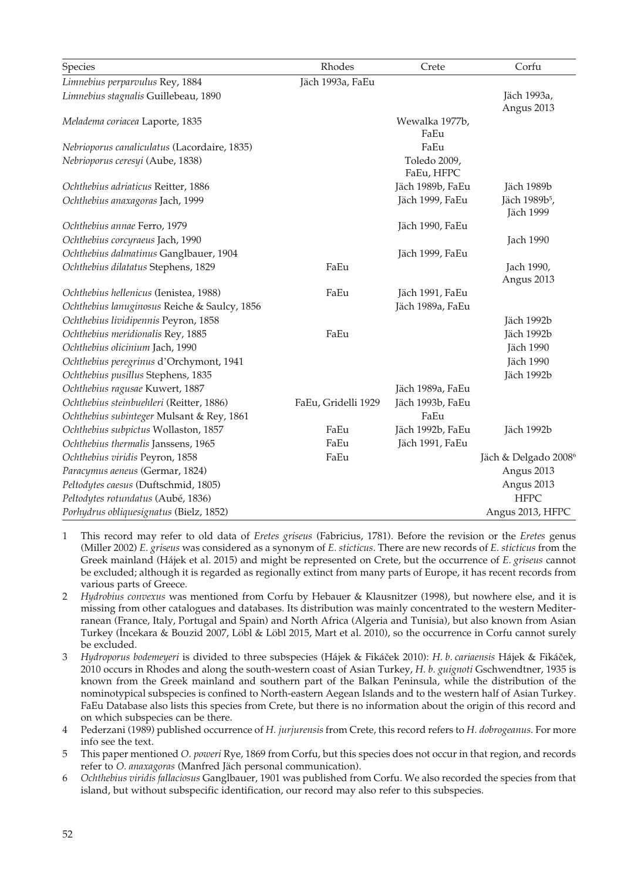| Species | Rhodes | Crete | Corfu |
|---|---|---|---|
| *Limnebius perparvulus* Rey, 1884 | Jäch 1993a, FaEu | | |
| *Limnebius stagnalis* Guillebeau, 1890 | | | Jäch 1993a, Angus 2013 |
| *Meladema coriacea* Laporte, 1835 | | Wewalka 1977b, FaEu | |
| *Nebrioporus canaliculatus* (Lacordaire, 1835) | | FaEu | |
| *Nebrioporus ceresyi* (Aube, 1838) | | Toledo 2009, FaEu, HFPC | |
| *Ochthebius adriaticus* Reitter, 1886 | | Jäch 1989b, FaEu | Jäch 1989b |
| *Ochthebius anaxagoras* Jach, 1999 | | Jäch 1999, FaEu | Jäch 1989b[5], Jäch 1999 |
| *Ochthebius annae* Ferro, 1979 | | Jäch 1990, FaEu | |
| *Ochthebius corcyraeus* Jach, 1990 | | | Jach 1990 |
| *Ochthebius dalmatinus* Ganglbauer, 1904 | | Jäch 1999, FaEu | |
| *Ochthebius dilatatus* Stephens, 1829 | FaEu | | Jach 1990, Angus 2013 |
| *Ochthebius hellenicus* (Ienistea, 1988) | FaEu | Jäch 1991, FaEu | |
| *Ochthebius lanuginosus* Reiche & Saulcy, 1856 | | Jäch 1989a, FaEu | |
| *Ochthebius lividipennis* Peyron, 1858 | | | Jäch 1992b |
| *Ochthebius meridionalis* Rey, 1885 | FaEu | | Jäch 1992b |
| *Ochthebius olicinium* Jach, 1990 | | | Jäch 1990 |
| *Ochthebius peregrinus* d'Orchymont, 1941 | | | Jäch 1990 |
| *Ochthebius pusillus* Stephens, 1835 | | | Jäch 1992b |
| *Ochthebius ragusae* Kuwert, 1887 | | Jäch 1989a, FaEu | |
| *Ochthebius steinbuehleri* (Reitter, 1886) | FaEu, Gridelli 1929 | Jäch 1993b, FaEu | |
| *Ochthebius subinteger* Mulsant & Rey, 1861 | | FaEu | |
| *Ochthebius subpictus* Wollaston, 1857 | FaEu | Jäch 1992b, FaEu | Jäch 1992b |
| *Ochthebius thermalis* Janssens, 1965 | FaEu | Jäch 1991, FaEu | |
| *Ochthebius viridis* Peyron, 1858 | FaEu | | Jäch & Delgado 2008[6] |
| *Paracymus aeneus* (Germar, 1824) | | | Angus 2013 |
| *Peltodytes caesus* (Duftschmid, 1805) | | | Angus 2013 |
| *Peltodytes rotundatus* (Aubé, 1836) | | | HFPC |
| *Porhydrus obliquesignatus* (Bielz, 1852) | | | Angus 2013, HFPC |

1 This record may refer to old data of *Eretes griseus* (Fabricius, 1781). Before the revision or the *Eretes* genus (Miller 2002) *E. griseus* was considered as a synonym of *E. sticticus*. There are new records of *E. sticticus* from the Greek mainland (Hájek et al. 2015) and might be represented on Crete, but the occurrence of *E. griseus* cannot be excluded; although it is regarded as regionally extinct from many parts of Europe, it has recent records from various parts of Greece.

2 *Hydrobius convexus* was mentioned from Corfu by Hebauer & Klausnitzer (1998), but nowhere else, and it is missing from other catalogues and databases. Its distribution was mainly concentrated to the western Mediterranean (France, Italy, Portugal and Spain) and North Africa (Algeria and Tunisia), but also known from Asian Turkey (İncekara & Bouzid 2007, Löbl & Löbl 2015, Mart et al. 2010), so the occurrence in Corfu cannot surely be excluded.

3 *Hydroporus bodemeyeri* is divided to three subspecies (Hájek & Fikáček 2010): *H. b. cariaensis* Hájek & Fikáček, 2010 occurs in Rhodes and along the south-western coast of Asian Turkey, *H. b. guignoti* Gschwendtner, 1935 is known from the Greek mainland and southern part of the Balkan Peninsula, while the distribution of the nominotypical subspecies is confined to North-eastern Aegean Islands and to the western half of Asian Turkey. FaEu Database also lists this species from Crete, but there is no information about the origin of this record and on which subspecies can be there.

4 Pederzani (1989) published occurrence of *H. jurjurensis* from Crete, this record refers to *H. dobrogeanus*. For more info see the text.

5 This paper mentioned *O. poweri* Rye, 1869 from Corfu, but this species does not occur in that region, and records refer to *O. anaxagoras* (Manfred Jäch personal communication).

6 *Ochthebius viridis fallaciosus* Ganglbauer, 1901 was published from Corfu. We also recorded the species from that island, but without subspecific identification, our record may also refer to this subspecies.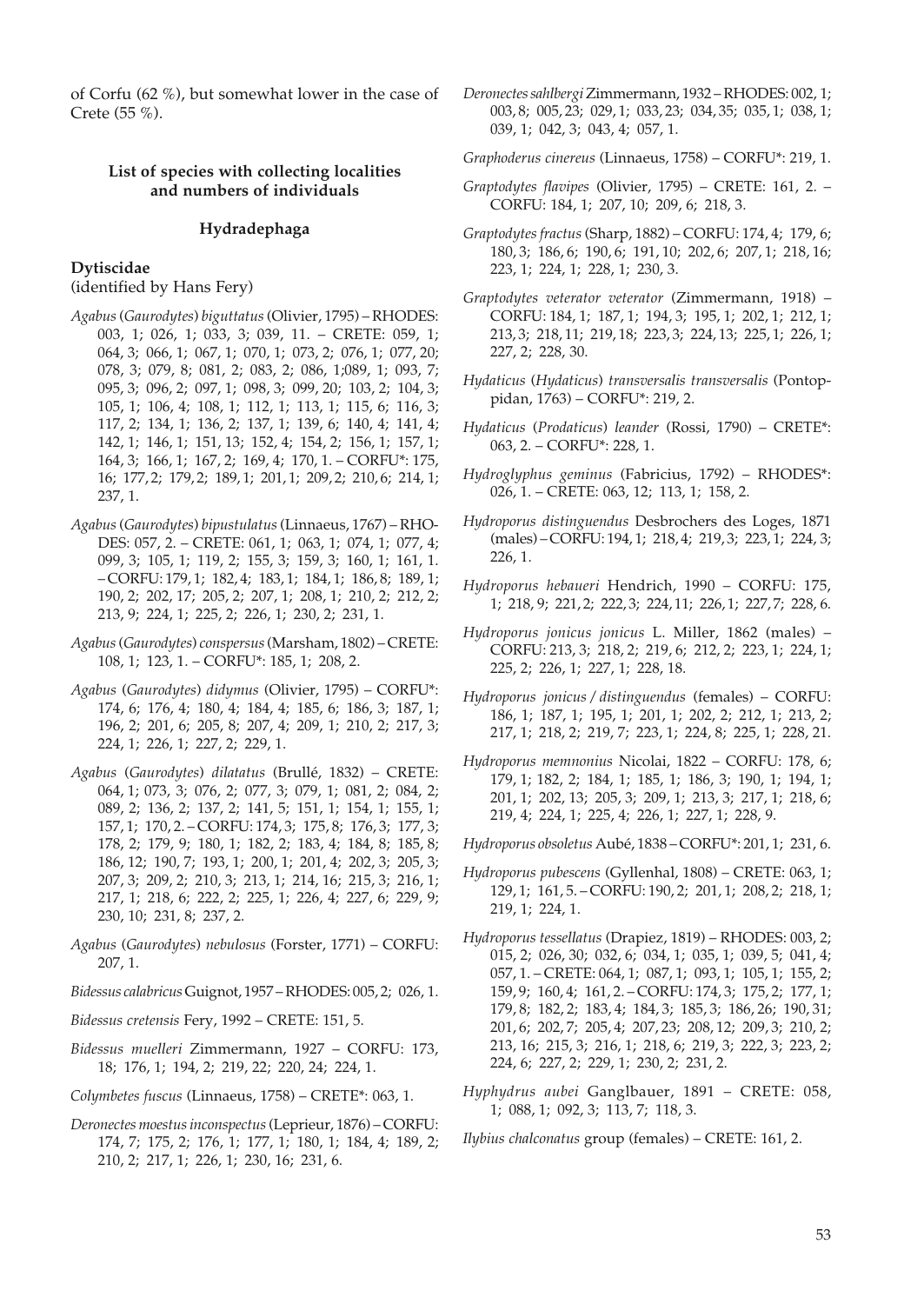of Corfu (62 %), but somewhat lower in the case of Crete (55 %).

### List of species with collecting localities and numbers of individuals

#### Hydradephaga

**Dytiscidae**
(identified by Hans Fery)

*Agabus* (*Gaurodytes*) *biguttatus* (Olivier, 1795) – RHODES: 003, 1; 026, 1; 033, 3; 039, 11. – CRETE: 059, 1; 064, 3; 066, 1; 067, 1; 070, 1; 073, 2; 076, 1; 077, 20; 078, 3; 079, 8; 081, 2; 083, 2; 086, 1;089, 1; 093, 7; 095, 3; 096, 2; 097, 1; 098, 3; 099, 20; 103, 2; 104, 3; 105, 1; 106, 4; 108, 1; 112, 1; 113, 1; 115, 6; 116, 3; 117, 2; 134, 1; 136, 2; 137, 1; 139, 6; 140, 4; 141, 4; 142, 1; 146, 1; 151, 13; 152, 4; 154, 2; 156, 1; 157, 1; 164, 3; 166, 1; 167, 2; 169, 4; 170, 1. – CORFU*: 175, 16; 177, 2; 179, 2; 189, 1; 201, 1; 209, 2; 210, 6; 214, 1; 237, 1.

*Agabus* (*Gaurodytes*) *bipustulatus* (Linnaeus, 1767) – RHODES: 057, 2. – CRETE: 061, 1; 063, 1; 074, 1; 077, 4; 099, 3; 105, 1; 119, 2; 155, 3; 159, 3; 160, 1; 161, 1. – CORFU: 179, 1; 182, 4; 183, 1; 184, 1; 186, 8; 189, 1; 190, 2; 202, 17; 205, 2; 207, 1; 208, 1; 210, 2; 212, 2; 213, 9; 224, 1; 225, 2; 226, 1; 230, 2; 231, 1.

*Agabus* (*Gaurodytes*) *conspersus* (Marsham, 1802) – CRETE: 108, 1; 123, 1. – CORFU*: 185, 1; 208, 2.

*Agabus* (*Gaurodytes*) *didymus* (Olivier, 1795) – CORFU*: 174, 6; 176, 4; 180, 4; 184, 4; 185, 6; 186, 3; 187, 1; 196, 2; 201, 6; 205, 8; 207, 4; 209, 1; 210, 2; 217, 3; 224, 1; 226, 1; 227, 2; 229, 1.

*Agabus* (*Gaurodytes*) *dilatatus* (Brullé, 1832) – CRETE: 064, 1; 073, 3; 076, 2; 077, 3; 079, 1; 081, 2; 084, 2; 089, 2; 136, 2; 137, 2; 141, 5; 151, 1; 154, 1; 155, 1; 157, 1; 170, 2. – CORFU: 174, 3; 175, 8; 176, 3; 177, 3; 178, 2; 179, 9; 180, 1; 182, 2; 183, 4; 184, 8; 185, 8; 186, 12; 190, 7; 193, 1; 200, 1; 201, 4; 202, 3; 205, 3; 207, 3; 209, 2; 210, 3; 213, 1; 214, 16; 215, 3; 216, 1; 217, 1; 218, 6; 222, 2; 225, 1; 226, 4; 227, 6; 229, 9; 230, 10; 231, 8; 237, 2.

*Agabus* (*Gaurodytes*) *nebulosus* (Forster, 1771) – CORFU: 207, 1.

*Bidessus calabricus* Guignot, 1957 – RHODES: 005, 2; 026, 1.

*Bidessus cretensis* Fery, 1992 – CRETE: 151, 5.

*Bidessus muelleri* Zimmermann, 1927 – CORFU: 173, 18; 176, 1; 194, 2; 219, 22; 220, 24; 224, 1.

*Colymbetes fuscus* (Linnaeus, 1758) – CRETE*: 063, 1.

*Deronectes moestus inconspectus* (Leprieur, 1876) – CORFU: 174, 7; 175, 2; 176, 1; 177, 1; 180, 1; 184, 4; 189, 2; 210, 2; 217, 1; 226, 1; 230, 16; 231, 6.

*Deronectes sahlbergi* Zimmermann, 1932 – RHODES: 002, 1; 003, 8; 005, 23; 029, 1; 033, 23; 034, 35; 035, 1; 038, 1; 039, 1; 042, 3; 043, 4; 057, 1.

*Graphoderus cinereus* (Linnaeus, 1758) – CORFU*: 219, 1.

*Graptodytes flavipes* (Olivier, 1795) – CRETE: 161, 2. – CORFU: 184, 1; 207, 10; 209, 6; 218, 3.

*Graptodytes fractus* (Sharp, 1882) – CORFU: 174, 4; 179, 6; 180, 3; 186, 6; 190, 6; 191, 10; 202, 6; 207, 1; 218, 16; 223, 1; 224, 1; 228, 1; 230, 3.

*Graptodytes veterator veterator* (Zimmermann, 1918) – CORFU: 184, 1; 187, 1; 194, 3; 195, 1; 202, 1; 212, 1; 213, 3; 218, 11; 219, 18; 223, 3; 224, 13; 225, 1; 226, 1; 227, 2; 228, 30.

*Hydaticus* (*Hydaticus*) *transversalis transversalis* (Pontoppidan, 1763) – CORFU*: 219, 2.

*Hydaticus* (*Prodaticus*) *leander* (Rossi, 1790) – CRETE*: 063, 2. – CORFU*: 228, 1.

*Hydroglyphus geminus* (Fabricius, 1792) – RHODES*: 026, 1. – CRETE: 063, 12; 113, 1; 158, 2.

*Hydroporus distinguendus* Desbrochers des Loges, 1871 (males) – CORFU: 194, 1; 218, 4; 219, 3; 223, 1; 224, 3; 226, 1.

*Hydroporus hebaueri* Hendrich, 1990 – CORFU: 175, 1; 218, 9; 221, 2; 222, 3; 224, 11; 226, 1; 227, 7; 228, 6.

*Hydroporus jonicus jonicus* L. Miller, 1862 (males) – CORFU: 213, 3; 218, 2; 219, 6; 212, 2; 223, 1; 224, 1; 225, 2; 226, 1; 227, 1; 228, 18.

*Hydroporus jonicus / distinguendus* (females) – CORFU: 186, 1; 187, 1; 195, 1; 201, 1; 202, 2; 212, 1; 213, 2; 217, 1; 218, 2; 219, 7; 223, 1; 224, 8; 225, 1; 228, 21.

*Hydroporus memnonius* Nicolai, 1822 – CORFU: 178, 6; 179, 1; 182, 1; 184, 1; 185, 1; 186, 3; 190, 1; 194, 1; 201, 1; 202, 13; 205, 3; 209, 1; 213, 3; 217, 1; 218, 6; 219, 4; 224, 1; 225, 4; 226, 1; 227, 1; 228, 9.

*Hydroporus obsoletus* Aubé, 1838 – CORFU*: 201, 1; 231, 6.

*Hydroporus pubescens* (Gyllenhal, 1808) – CRETE: 063, 1; 129, 1; 161, 5. – CORFU: 190, 2; 201, 1; 208, 2; 218, 1; 219, 1; 224, 1.

*Hydroporus tessellatus* (Drapiez, 1819) – RHODES: 003, 2; 015, 2; 026, 30; 032, 6; 034, 1; 035, 1; 039, 5; 041, 4; 057, 1. – CRETE: 064, 1; 087, 1; 093, 1; 105, 1; 155, 2; 159, 9; 160, 4; 161, 2. – CORFU: 174, 3; 175, 2; 177, 1; 179, 8; 182, 2; 183, 4; 184, 3; 185, 3; 186, 26; 190, 31; 201, 6; 202, 7; 205, 4; 207, 23; 208, 12; 209, 5; 210, 2; 213, 16; 215, 3; 216, 1; 218, 6; 219, 3; 222, 3; 223, 2; 224, 6; 227, 2; 229, 1; 230, 2; 231, 2.

*Hyphydrus aubei* Ganglbauer, 1891 – CRETE: 058, 1; 088, 1; 092, 3; 113, 7; 118, 3.

*Ilybius chalconatus* group (females) – CRETE: 161, 2.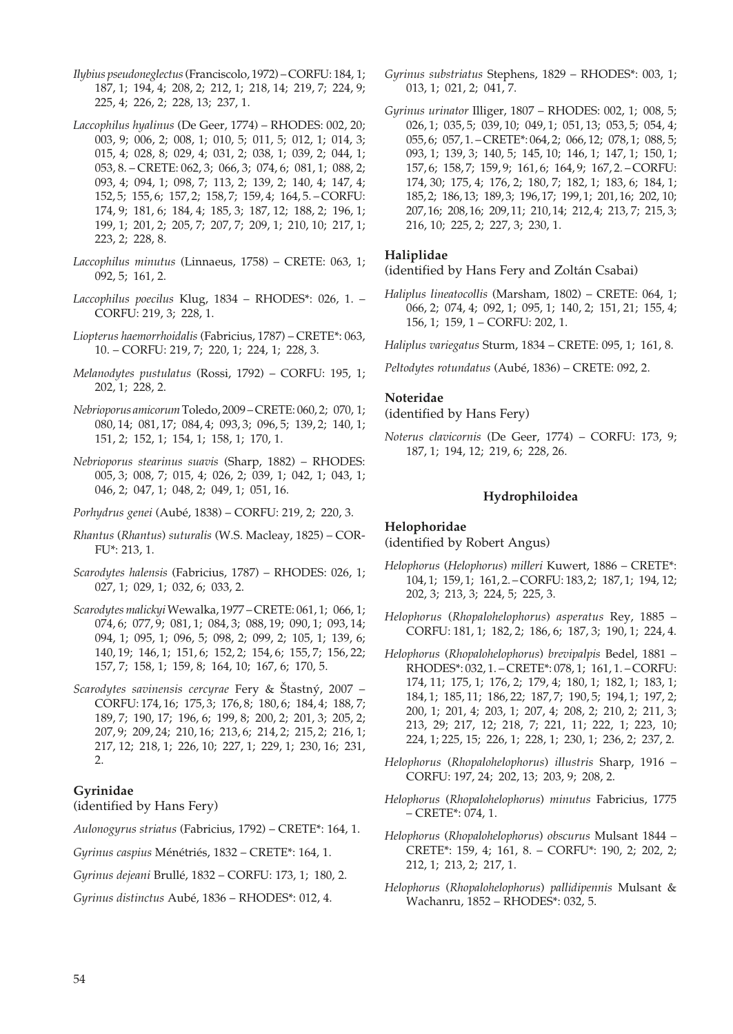*Ilybius pseudoneglectus* (Franciscolo, 1972) – CORFU: 184, 1; 187, 1; 194, 4; 208, 2; 212, 1; 218, 14; 219, 7; 224, 9; 225, 4; 226, 2; 228, 13; 237, 1.

*Laccophilus hyalinus* (De Geer, 1774) – RHODES: 002, 20; 003, 9; 006, 2; 008, 1; 010, 5; 011, 5; 012, 1; 014, 3; 015, 4; 028, 8; 029, 4; 031, 2; 038, 1; 039, 2; 044, 1; 053, 8. – CRETE: 062, 3; 066, 3; 074, 6; 081, 1; 088, 2; 093, 4; 094, 1; 098, 7; 113, 2; 139, 2; 140, 4; 147, 4; 152, 5; 155, 6; 157, 2; 158, 7; 159, 4; 164, 5. – CORFU: 174, 9; 181, 6; 184, 4; 185, 3; 187, 12; 188, 2; 196, 1; 199, 1; 201, 2; 205, 7; 207, 7; 209, 1; 210, 10; 217, 1; 223, 2; 228, 8.

*Laccophilus minutus* (Linnaeus, 1758) – CRETE: 063, 1; 092, 5; 161, 2.

*Laccophilus poecilus* Klug, 1834 – RHODES*: 026, 1. – CORFU: 219, 3; 228, 1.

*Liopterus haemorrhoidalis* (Fabricius, 1787) – CRETE*: 063, 10. – CORFU: 219, 7; 220, 1; 224, 1; 228, 3.

*Melanodytes pustulatus* (Rossi, 1792) – CORFU: 195, 1; 202, 1; 228, 2.

*Nebrioporus amicorum* Toledo, 2009 – CRETE: 060, 2; 070, 1; 080, 14; 081, 17; 084, 4; 093, 3; 096, 5; 139, 2; 140, 1; 151, 2; 152, 1; 154, 1; 158, 1; 170, 1.

*Nebrioporus stearinus suavis* (Sharp, 1882) – RHODES: 005, 3; 008, 7; 015, 4; 026, 2; 039, 1; 042, 1; 043, 1; 046, 2; 047, 1; 048, 2; 049, 1; 051, 16.

*Porhydrus genei* (Aubé, 1838) – CORFU: 219, 2; 220, 3.

*Rhantus* (*Rhantus*) *suturalis* (W.S. Macleay, 1825) – CORFU*: 213, 1.

*Scarodytes halensis* (Fabricius, 1787) – RHODES: 026, 1; 027, 1; 029, 1; 032, 6; 033, 2.

*Scarodytes malickyi* Wewalka, 1977 – CRETE: 061, 1; 066, 1; 074, 6; 077, 9; 081, 1; 084, 3; 088, 19; 090, 1; 093, 14; 094, 1; 095, 1; 096, 5; 098, 2; 099, 2; 105, 1; 139, 6; 140, 19; 146, 1; 151, 6; 152, 2; 154, 6; 155, 7; 156, 22; 157, 7; 158, 1; 159, 8; 164, 10; 167, 6; 170, 5.

*Scarodytes savinensis cercyrae* Fery & Šťastný, 2007 – CORFU: 174, 16; 175, 3; 176, 8; 180, 6; 184, 4; 188, 7; 189, 7; 190, 17; 196, 6; 199, 8; 200, 2; 201, 3; 205, 2; 207, 9; 209, 24; 210, 16; 213, 6; 214, 2; 215, 2; 216, 1; 217, 12; 218, 1; 226, 10; 227, 1; 229, 1; 230, 16; 231, 2.

### Gyrinidae

(identified by Hans Fery)

*Aulonogyrus striatus* (Fabricius, 1792) – CRETE*: 164, 1.

*Gyrinus caspius* Ménétriés, 1832 – CRETE*: 164, 1.

*Gyrinus dejeani* Brullé, 1832 – CORFU: 173, 1; 180, 2.

*Gyrinus distinctus* Aubé, 1836 – RHODES*: 012, 4.

*Gyrinus substriatus* Stephens, 1829 – RHODES*: 003, 1; 013, 1; 021, 2; 041, 7.

*Gyrinus urinator* Illiger, 1807 – RHODES: 002, 1; 008, 5; 026, 1; 035, 5; 039, 10; 049, 1; 051, 13; 053, 5; 054, 4; 055, 6; 057, 1. – CRETE*: 064, 2; 066, 12; 078, 1; 088, 5; 093, 1; 139, 3; 140, 5; 145, 10; 146, 1; 147, 1; 150, 1; 157, 6; 158, 7; 159, 9; 161, 6; 164, 9; 167, 2. – CORFU: 174, 30; 175, 4; 176, 2; 180, 7; 182, 1; 183, 6; 184, 1; 185, 2; 186, 13; 189, 3; 196, 17; 199, 1; 201, 16; 202, 10; 207, 16; 208, 16; 209, 11; 210, 14; 212, 4; 213, 7; 215, 3; 216, 10; 225, 2; 227, 3; 230, 1.

### Haliplidae

(identified by Hans Fery and Zoltán Csabai)

*Haliplus lineatocollis* (Marsham, 1802) – CRETE: 064, 1; 066, 2; 074, 4; 092, 1; 095, 1; 140, 2; 151, 21; 155, 4; 156, 1; 159, 1 – CORFU: 202, 1.

*Haliplus variegatus* Sturm, 1834 – CRETE: 095, 1; 161, 8.

*Peltodytes rotundatus* (Aubé, 1836) – CRETE: 092, 2.

### Noteridae

(identified by Hans Fery)

*Noterus clavicornis* (De Geer, 1774) – CORFU: 173, 9; 187, 1; 194, 12; 219, 6; 228, 26.

## Hydrophiloidea

### Helophoridae

(identified by Robert Angus)

*Helophorus* (*Helophorus*) *milleri* Kuwert, 1886 – CRETE*: 104, 1; 159, 1; 161, 2. – CORFU: 183, 2; 187, 1; 194, 12; 202, 3; 213, 3; 224, 5; 225, 3.

*Helophorus* (*Rhopalohelophorus*) *asperatus* Rey, 1885 – CORFU: 181, 1; 182, 2; 186, 6; 187, 3; 190, 1; 224, 4.

*Helophorus* (*Rhopalohelophorus*) *brevipalpis* Bedel, 1881 – RHODES*: 032, 1. – CRETE*: 078, 1; 161, 1. – CORFU: 174, 11; 175, 1; 176, 2; 179, 4; 180, 1; 182, 1; 183, 1; 184, 1; 185, 11; 186, 22; 187, 7; 190, 5; 194, 1; 197, 2; 200, 1; 201, 4; 203, 1; 207, 4; 208, 2; 210, 2; 211, 3; 213, 29; 217, 12; 218, 7; 221, 11; 222, 1; 223, 10; 224, 1; 225, 15; 226, 1; 228, 1; 230, 1; 236, 2; 237, 2.

*Helophorus* (*Rhopalohelophorus*) *illustris* Sharp, 1916 – CORFU: 197, 24; 202, 13; 203, 9; 208, 2.

*Helophorus* (*Rhopalohelophorus*) *minutus* Fabricius, 1775 – CRETE*: 074, 1.

*Helophorus* (*Rhopalohelophorus*) *obscurus* Mulsant 1844 – CRETE*: 159, 4; 161, 8. – CORFU*: 190, 2; 202, 2; 212, 1; 213, 2; 217, 1.

*Helophorus* (*Rhopalohelophorus*) *pallidipennis* Mulsant & Wachanru, 1852 – RHODES*: 032, 5.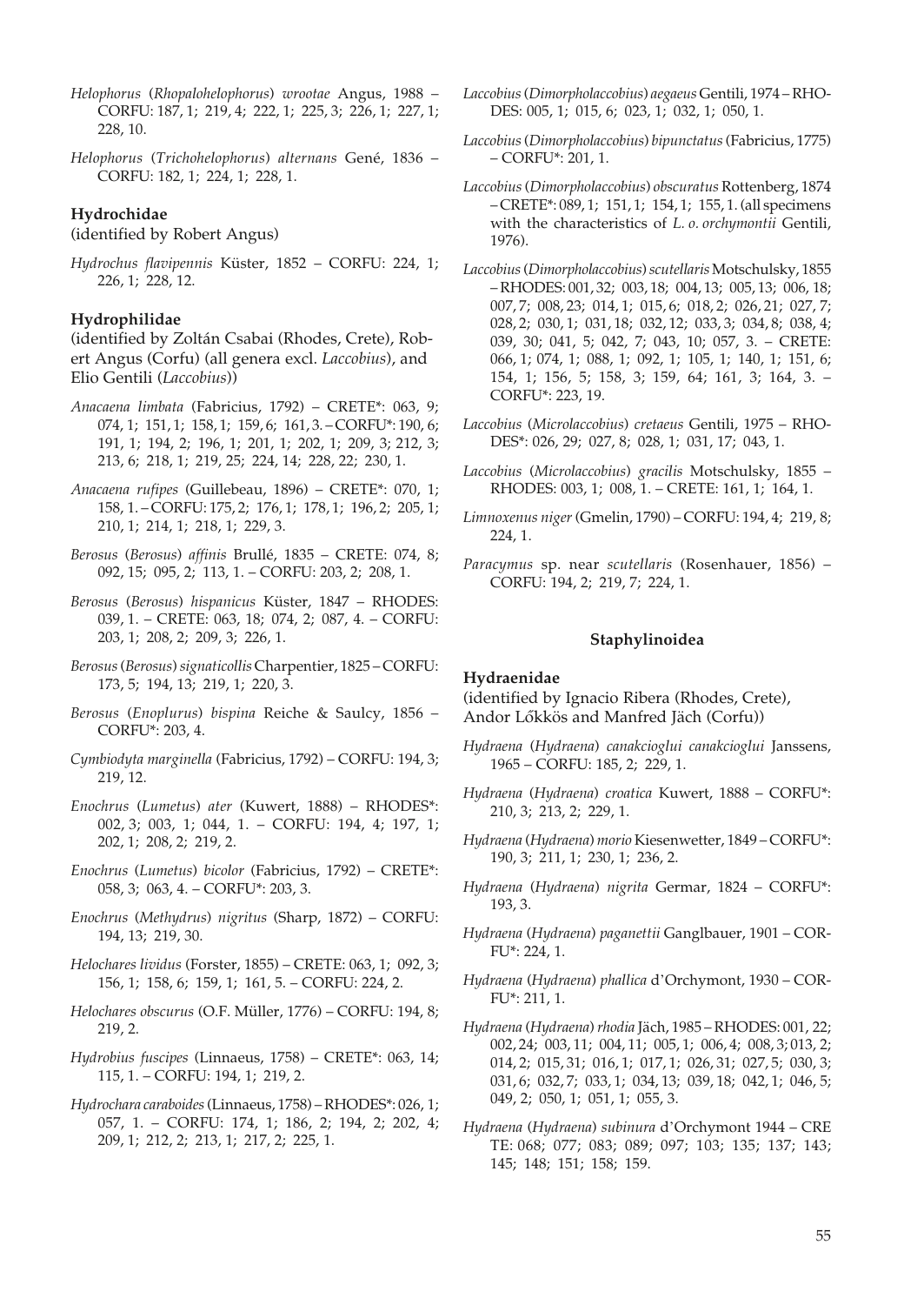*Helophorus* (*Rhopalohelophorus*) *wrootae* Angus, 1988 – CORFU: 187, 1; 219, 4; 222, 1; 225, 3; 226, 1; 227, 1; 228, 10.

*Helophorus* (*Trichohelophorus*) *alternans* Gené, 1836 – CORFU: 182, 1; 224, 1; 228, 1.

### Hydrochidae

(identified by Robert Angus)

*Hydrochus flavipennis* Küster, 1852 – CORFU: 224, 1; 226, 1; 228, 12.

### Hydrophilidae

(identified by Zoltán Csabai (Rhodes, Crete), Robert Angus (Corfu) (all genera excl. *Laccobius*), and Elio Gentili (*Laccobius*))

*Anacaena limbata* (Fabricius, 1792) – CRETE*: 063, 9; 074, 1; 151, 1; 158, 1; 159, 6; 161, 3. – CORFU*: 190, 6; 191, 1; 194, 2; 196, 1; 201, 1; 202, 1; 209, 3; 212, 3; 213, 6; 218, 1; 219, 25; 224, 14; 228, 22; 230, 1.

*Anacaena rufipes* (Guillebeau, 1896) – CRETE*: 070, 1; 158, 1. – CORFU: 175, 2; 176, 1; 178, 1; 196, 2; 205, 1; 210, 1; 214, 1; 218, 1; 229, 3.

*Berosus* (*Berosus*) *affinis* Brullé, 1835 – CRETE: 074, 8; 092, 15; 095, 2; 113, 1. – CORFU: 203, 2; 208, 1.

*Berosus* (*Berosus*) *hispanicus* Küster, 1847 – RHODES: 039, 1. – CRETE: 063, 18; 074, 2; 087, 4. – CORFU: 203, 1; 208, 2; 209, 3; 226, 1.

*Berosus* (*Berosus*) *signaticollis* Charpentier, 1825 – CORFU: 173, 5; 194, 13; 219, 1; 220, 3.

*Berosus* (*Enoplurus*) *bispina* Reiche & Saulcy, 1856 – CORFU*: 203, 4.

*Cymbiodyta marginella* (Fabricius, 1792) – CORFU: 194, 3; 219, 12.

*Enochrus* (*Lumetus*) *ater* (Kuwert, 1888) – RHODES*: 002, 3; 003, 1; 044, 1. – CORFU: 194, 4; 197, 1; 202, 1; 208, 2; 219, 2.

*Enochrus* (*Lumetus*) *bicolor* (Fabricius, 1792) – CRETE*: 058, 3; 063, 4. – CORFU*: 203, 3.

*Enochrus* (*Methydrus*) *nigritus* (Sharp, 1872) – CORFU: 194, 13; 219, 30.

*Helochares lividus* (Forster, 1855) – CRETE: 063, 1; 092, 3; 156, 1; 158, 6; 159, 1; 161, 5. – CORFU: 224, 2.

*Helochares obscurus* (O.F. Müller, 1776) – CORFU: 194, 8; 219, 2.

*Hydrobius fuscipes* (Linnaeus, 1758) – CRETE*: 063, 14; 115, 1. – CORFU: 194, 1; 219, 2.

*Hydrochara caraboides* (Linnaeus, 1758) – RHODES*: 026, 1; 057, 1. – CORFU: 174, 1; 186, 2; 194, 2; 202, 4; 209, 1; 212, 2; 213, 1; 217, 2; 225, 1.

*Laccobius* (*Dimorpholaccobius*) *aegaeus* Gentili, 1974 – RHODES: 005, 1; 015, 6; 023, 1; 032, 1; 050, 1.

*Laccobius* (*Dimorpholaccobius*) *bipunctatus* (Fabricius, 1775) – CORFU*: 201, 1.

*Laccobius* (*Dimorpholaccobius*) *obscuratus* Rottenberg, 1874 – CRETE*: 089, 1; 151, 1; 154, 1; 155, 1. (all specimens with the characteristics of *L. o. orchymontii* Gentili, 1976).

*Laccobius* (*Dimorpholaccobius*) *scutellaris* Motschulsky, 1855 – RHODES: 001, 32; 003, 18; 004, 13; 005, 13; 006, 18; 007, 7; 008, 23; 014, 1; 015, 6; 018, 2; 026, 21; 027, 7; 028, 2; 030, 1; 031, 18; 032, 12; 033, 3; 034, 8; 038, 4; 039, 30; 041, 5; 042, 7; 043, 10; 057, 3. – CRETE: 066, 1; 074, 1; 088, 1; 092, 1; 105, 1; 140, 1; 151, 6; 154, 1; 156, 5; 158, 3; 159, 64; 161, 3; 164, 3. – CORFU*: 223, 19.

*Laccobius* (*Microlaccobius*) *cretaeus* Gentili, 1975 – RHODES*: 026, 29; 027, 8; 028, 1; 031, 17; 043, 1.

*Laccobius* (*Microlaccobius*) *gracilis* Motschulsky, 1855 – RHODES: 003, 1; 008, 1. – CRETE: 161, 1; 164, 1.

*Limnoxenus niger* (Gmelin, 1790) – CORFU: 194, 4; 219, 8; 224, 1.

*Paracymus* sp. near *scutellaris* (Rosenhauer, 1856) – CORFU: 194, 2; 219, 7; 224, 1.

## Staphylinoidea

### Hydraenidae

(identified by Ignacio Ribera (Rhodes, Crete), Andor Lőkkös and Manfred Jäch (Corfu))

*Hydraena* (*Hydraena*) *canakcioglui canakcioglui* Janssens, 1965 – CORFU: 185, 2; 229, 1.

*Hydraena* (*Hydraena*) *croatica* Kuwert, 1888 – CORFU*: 210, 3; 213, 2; 229, 1.

*Hydraena* (*Hydraena*) *morio* Kiesenwetter, 1849 – CORFU*: 190, 3; 211, 1; 230, 1; 236, 2.

*Hydraena* (*Hydraena*) *nigrita* Germar, 1824 – CORFU*: 193, 3.

*Hydraena* (*Hydraena*) *paganettii* Ganglbauer, 1901 – CORFU*: 224, 1.

*Hydraena* (*Hydraena*) *phallica* d'Orchymont, 1930 – CORFU*: 211, 1.

*Hydraena* (*Hydraena*) *rhodia* Jäch, 1985 – RHODES: 001, 22; 002, 24; 003, 11; 004, 11; 005, 1; 006, 4; 008, 3; 013, 2; 014, 2; 015, 31; 016, 1; 017, 1; 026, 31; 027, 5; 030, 3; 031, 6; 032, 7; 033, 1; 034, 13; 039, 18; 042, 1; 046, 5; 049, 2; 050, 1; 051, 1; 055, 3.

*Hydraena* (*Hydraena*) *subinura* d'Orchymont 1944 – CRETE: 068; 077; 083; 089; 097; 103; 135; 137; 143; 145; 148; 151; 158; 159.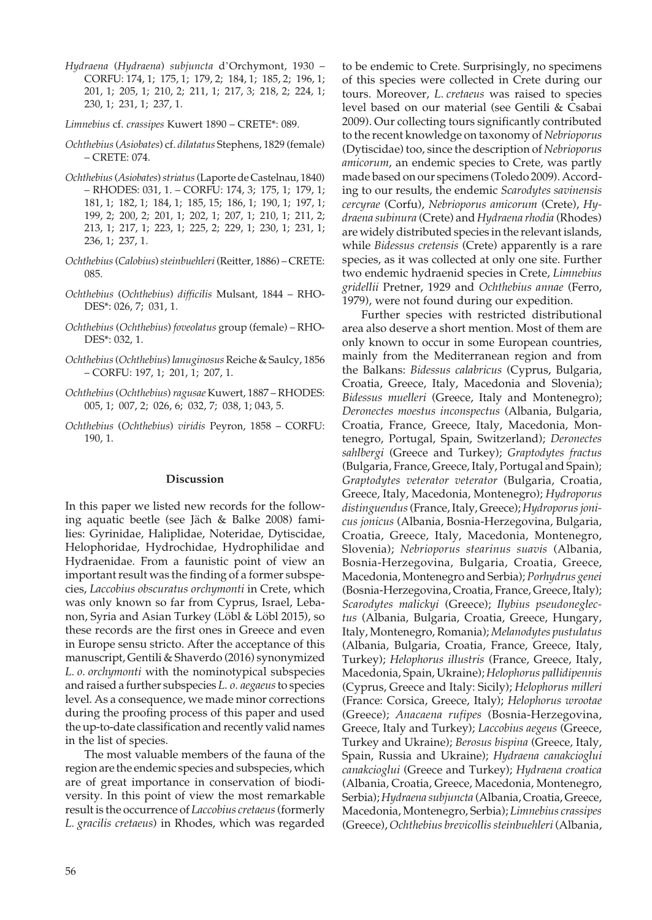*Hydraena* (*Hydraena*) *subjuncta* d'Orchymont, 1930 – CORFU: 174, 1; 175, 1; 179, 2; 184, 1; 185, 2; 196, 1; 201, 1; 205, 1; 210, 2; 211, 1; 217, 3; 218, 2; 224, 1; 230, 1; 231, 1; 237, 1.

*Limnebius* cf. *crassipes* Kuwert 1890 – CRETE*: 089.

*Ochthebius* (*Asiobates*) cf. *dilatatus* Stephens, 1829 (female) – CRETE: 074.

*Ochthebius* (*Asiobates*) *striatus* (Laporte de Castelnau, 1840) – RHODES: 031, 1. – CORFU: 174, 3; 175, 1; 179, 1; 181, 1; 182, 1; 184, 1; 185, 15; 186, 1; 190, 1; 197, 1; 199, 2; 200, 2; 201, 1; 202, 1; 207, 1; 210, 1; 211, 2; 213, 1; 217, 1; 223, 1; 225, 2; 229, 1; 230, 1; 231, 1; 236, 1; 237, 1.

*Ochthebius* (*Calobius*) *steinbuehleri* (Reitter, 1886) – CRETE: 085.

*Ochthebius* (*Ochthebius*) *difficilis* Mulsant, 1844 – RHODES*: 026, 7; 031, 1.

*Ochthebius* (*Ochthebius*) *foveolatus* group (female) – RHODES*: 032, 1.

*Ochthebius* (*Ochthebius*) *lanuginosus* Reiche & Saulcy, 1856 – CORFU: 197, 1; 201, 1; 207, 1.

*Ochthebius* (*Ochthebius*) *ragusae* Kuwert, 1887 – RHODES: 005, 1; 007, 2; 026, 6; 032, 7; 038, 1; 043, 5.

*Ochthebius* (*Ochthebius*) *viridis* Peyron, 1858 – CORFU: 190, 1.

## Discussion

In this paper we listed new records for the following aquatic beetle (see Jäch & Balke 2008) families: Gyrinidae, Haliplidae, Noteridae, Dytiscidae, Helophoridae, Hydrochidae, Hydrophilidae and Hydraenidae. From a faunistic point of view an important result was the finding of a former subspecies, *Laccobius obscuratus orchymonti* in Crete, which was only known so far from Cyprus, Israel, Lebanon, Syria and Asian Turkey (Löbl & Löbl 2015), so these records are the first ones in Greece and even in Europe sensu stricto. After the acceptance of this manuscript, Gentili & Shaverdo (2016) synonymized *L. o. orchymonti* with the nominotypical subspecies and raised a further subspecies *L. o. aegaeus* to species level. As a consequence, we made minor corrections during the proofing process of this paper and used the up-to-date classification and recently valid names in the list of species.

The most valuable members of the fauna of the region are the endemic species and subspecies, which are of great importance in conservation of biodiversity. In this point of view the most remarkable result is the occurrence of *Laccobius cretaeus* (formerly *L. gracilis cretaeus*) in Rhodes, which was regarded to be endemic to Crete. Surprisingly, no specimens of this species were collected in Crete during our tours. Moreover, *L. cretaeus* was raised to species level based on our material (see Gentili & Csabai 2009). Our collecting tours significantly contributed to the recent knowledge on taxonomy of *Nebrioporus* (Dytiscidae) too, since the description of *Nebrioporus amicorum*, an endemic species to Crete, was partly made based on our specimens (Toledo 2009). According to our results, the endemic *Scarodytes savinensis cercyrae* (Corfu), *Nebrioporus amicorum* (Crete), *Hydraena subinura* (Crete) and *Hydraena rhodia* (Rhodes) are widely distributed species in the relevant islands, while *Bidessus cretensis* (Crete) apparently is a rare species, as it was collected at only one site. Further two endemic hydraenid species in Crete, *Limnebius gridellii* Pretner, 1929 and *Ochthebius annae* (Ferro, 1979), were not found during our expedition.

Further species with restricted distributional area also deserve a short mention. Most of them are only known to occur in some European countries, mainly from the Mediterranean region and from the Balkans: *Bidessus calabricus* (Cyprus, Bulgaria, Croatia, Greece, Italy, Macedonia and Slovenia); *Bidessus muelleri* (Greece, Italy and Montenegro); *Deronectes moestus inconspectus* (Albania, Bulgaria, Croatia, France, Greece, Italy, Macedonia, Montenegro, Portugal, Spain, Switzerland); *Deronectes sahlbergi* (Greece and Turkey); *Graptodytes fractus* (Bulgaria, France, Greece, Italy, Portugal and Spain); *Graptodytes veterator veterator* (Bulgaria, Croatia, Greece, Italy, Macedonia, Montenegro); *Hydroporus distinguendus* (France, Italy, Greece); *Hydroporus jonicus jonicus* (Albania, Bosnia-Herzegovina, Bulgaria, Croatia, Greece, Italy, Macedonia, Montenegro, Slovenia); *Nebrioporus stearinus suavis* (Albania, Bosnia-Herzegovina, Bulgaria, Croatia, Greece, Macedonia, Montenegro and Serbia); *Porhydrus genei* (Bosnia-Herzegovina, Croatia, France, Greece, Italy); *Scarodytes malickyi* (Greece); *Ilybius pseudoneglectus* (Albania, Bulgaria, Croatia, Greece, Hungary, Italy, Montenegro, Romania); *Melanodytes pustulatus* (Albania, Bulgaria, Croatia, France, Greece, Italy, Turkey); *Helophorus illustris* (France, Greece, Italy, Macedonia, Spain, Ukraine); *Helophorus pallidipennis* (Cyprus, Greece and Italy: Sicily); *Helophorus milleri* (France: Corsica, Greece, Italy); *Helophorus wrootae* (Greece); *Anacaena rufipes* (Bosnia-Herzegovina, Greece, Italy and Turkey); *Laccobius aegeus* (Greece, Turkey and Ukraine); *Berosus bispina* (Greece, Italy, Spain, Russia and Ukraine); *Hydraena canakcioglui canakcioglui* (Greece and Turkey); *Hydraena croatica* (Albania, Croatia, Greece, Macedonia, Montenegro, Serbia); *Hydraena subjuncta* (Albania, Croatia, Greece, Macedonia, Montenegro, Serbia); *Limnebius crassipes* (Greece), *Ochthebius brevicollis steinbuehleri* (Albania,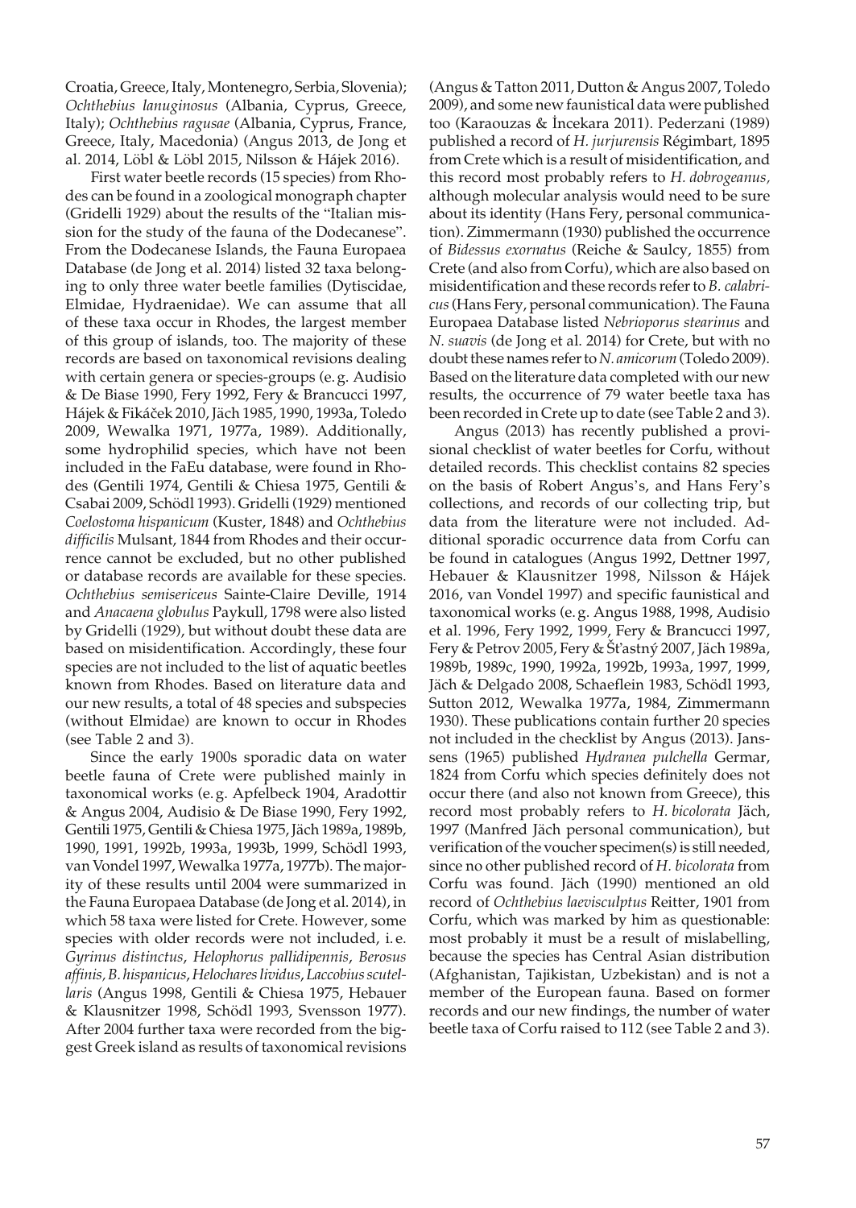Croatia, Greece, Italy, Montenegro, Serbia, Slovenia); *Ochthebius lanuginosus* (Albania, Cyprus, Greece, Italy); *Ochthebius ragusae* (Albania, Cyprus, France, Greece, Italy, Macedonia) (Angus 2013, de Jong et al. 2014, Löbl & Löbl 2015, Nilsson & Hájek 2016).

First water beetle records (15 species) from Rhodes can be found in a zoological monograph chapter (Gridelli 1929) about the results of the "Italian mission for the study of the fauna of the Dodecanese". From the Dodecanese Islands, the Fauna Europaea Database (de Jong et al. 2014) listed 32 taxa belonging to only three water beetle families (Dytiscidae, Elmidae, Hydraenidae). We can assume that all of these taxa occur in Rhodes, the largest member of this group of islands, too. The majority of these records are based on taxonomical revisions dealing with certain genera or species-groups (e. g. Audisio & De Biase 1990, Fery 1992, Fery & Brancucci 1997, Hájek & Fikáček 2010, Jäch 1985, 1990, 1993a, Toledo 2009, Wewalka 1971, 1977a, 1989). Additionally, some hydrophilid species, which have not been included in the FaEu database, were found in Rhodes (Gentili 1974, Gentili & Chiesa 1975, Gentili & Csabai 2009, Schödl 1993). Gridelli (1929) mentioned *Coelostoma hispanicum* (Kuster, 1848) and *Ochthebius difficilis* Mulsant, 1844 from Rhodes and their occurrence cannot be excluded, but no other published or database records are available for these species. *Ochthebius semisericeus* Sainte-Claire Deville, 1914 and *Anacaena globulus* Paykull, 1798 were also listed by Gridelli (1929), but without doubt these data are based on misidentification. Accordingly, these four species are not included to the list of aquatic beetles known from Rhodes. Based on literature data and our new results, a total of 48 species and subspecies (without Elmidae) are known to occur in Rhodes (see Table 2 and 3).

Since the early 1900s sporadic data on water beetle fauna of Crete were published mainly in taxonomical works (e. g. Apfelbeck 1904, Aradottir & Angus 2004, Audisio & De Biase 1990, Fery 1992, Gentili 1975, Gentili & Chiesa 1975, Jäch 1989a, 1989b, 1990, 1991, 1992b, 1993a, 1993b, 1999, Schödl 1993, van Vondel 1997, Wewalka 1977a, 1977b). The majority of these results until 2004 were summarized in the Fauna Europaea Database (de Jong et al. 2014), in which 58 taxa were listed for Crete. However, some species with older records were not included, i. e. *Gyrinus distinctus*, *Helophorus pallidipennis*, *Berosus affinis*, *B. hispanicus*, *Helochares lividus*, *Laccobius scutellaris* (Angus 1998, Gentili & Chiesa 1975, Hebauer & Klausnitzer 1998, Schödl 1993, Svensson 1977). After 2004 further taxa were recorded from the biggest Greek island as results of taxonomical revisions (Angus & Tatton 2011, Dutton & Angus 2007, Toledo 2009), and some new faunistical data were published too (Karaouzas & İncekara 2011). Pederzani (1989) published a record of *H. jurjurensis* Régimbart, 1895 from Crete which is a result of misidentification, and this record most probably refers to *H. dobrogeanus*, although molecular analysis would need to be sure about its identity (Hans Fery, personal communication). Zimmermann (1930) published the occurrence of *Bidessus exornatus* (Reiche & Saulcy, 1855) from Crete (and also from Corfu), which are also based on misidentification and these records refer to *B. calabricus* (Hans Fery, personal communication). The Fauna Europaea Database listed *Nebrioporus stearinus* and *N. suavis* (de Jong et al. 2014) for Crete, but with no doubt these names refer to *N. amicorum* (Toledo 2009). Based on the literature data completed with our new results, the occurrence of 79 water beetle taxa has been recorded in Crete up to date (see Table 2 and 3).

Angus (2013) has recently published a provisional checklist of water beetles for Corfu, without detailed records. This checklist contains 82 species on the basis of Robert Angus's, and Hans Fery's collections, and records of our collecting trip, but data from the literature were not included. Additional sporadic occurrence data from Corfu can be found in catalogues (Angus 1992, Dettner 1997, Hebauer & Klausnitzer 1998, Nilsson & Hájek 2016, van Vondel 1997) and specific faunistical and taxonomical works (e. g. Angus 1988, 1998, Audisio et al. 1996, Fery 1992, 1999, Fery & Brancucci 1997, Fery & Petrov 2005, Fery & Šťastný 2007, Jäch 1989a, 1989b, 1989c, 1990, 1992a, 1992b, 1993a, 1997, 1999, Jäch & Delgado 2008, Schaeflein 1983, Schödl 1993, Sutton 2012, Wewalka 1977a, 1984, Zimmermann 1930). These publications contain further 20 species not included in the checklist by Angus (2013). Janssens (1965) published *Hydranea pulchella* Germar, 1824 from Corfu which species definitely does not occur there (and also not known from Greece), this record most probably refers to *H. bicolorata* Jäch, 1997 (Manfred Jäch personal communication), but verification of the voucher specimen(s) is still needed, since no other published record of *H. bicolorata* from Corfu was found. Jäch (1990) mentioned an old record of *Ochthebius laevisculptus* Reitter, 1901 from Corfu, which was marked by him as questionable: most probably it must be a result of mislabelling, because the species has Central Asian distribution (Afghanistan, Tajikistan, Uzbekistan) and is not a member of the European fauna. Based on former records and our new findings, the number of water beetle taxa of Corfu raised to 112 (see Table 2 and 3).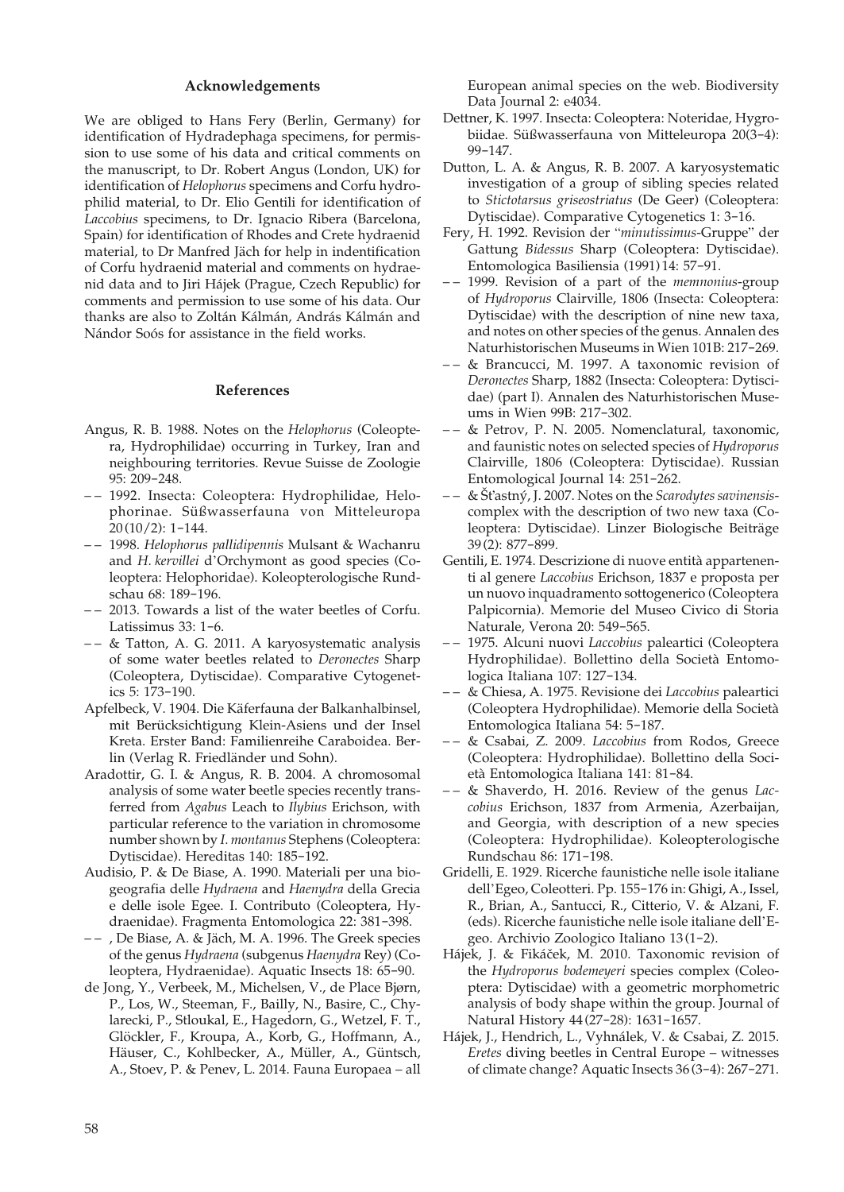## Acknowledgements

We are obliged to Hans Fery (Berlin, Germany) for identification of Hydradephaga specimens, for permission to use some of his data and critical comments on the manuscript, to Dr. Robert Angus (London, UK) for identification of *Helophorus* specimens and Corfu hydrophilid material, to Dr. Elio Gentili for identification of *Laccobius* specimens, to Dr. Ignacio Ribera (Barcelona, Spain) for identification of Rhodes and Crete hydraenid material, to Dr Manfred Jäch for help in indentification of Corfu hydraenid material and comments on hydraenid data and to Jiri Hájek (Prague, Czech Republic) for comments and permission to use some of his data. Our thanks are also to Zoltán Kálmán, András Kálmán and Nándor Soós for assistance in the field works.

## References

Angus, R. B. 1988. Notes on the *Helophorus* (Coleoptera, Hydrophilidae) occurring in Turkey, Iran and neighbouring territories. Revue Suisse de Zoologie 95: 209–248.

– – 1992. Insecta: Coleoptera: Hydrophilidae, Helophorinae. Süßwasserfauna von Mitteleuropa 20(10/2): 1–144.

– – 1998. *Helophorus pallidipennis* Mulsant & Wachanru and *H. kervillei* d'Orchymont as good species (Coleoptera: Helophoridae). Koleopterologische Rundschau 68: 189–196.

– – 2013. Towards a list of the water beetles of Corfu. Latissimus 33: 1–6.

– – & Tatton, A. G. 2011. A karyosystematic analysis of some water beetles related to *Deronectes* Sharp (Coleoptera, Dytiscidae). Comparative Cytogenetics 5: 173–190.

Apfelbeck, V. 1904. Die Käferfauna der Balkanhalbinsel, mit Berücksichtigung Klein-Asiens und der Insel Kreta. Erster Band: Familienreihe Caraboidea. Berlin (Verlag R. Friedländer und Sohn).

Aradottir, G. I. & Angus, R. B. 2004. A chromosomal analysis of some water beetle species recently transferred from *Agabus* Leach to *Ilybius* Erichson, with particular reference to the variation in chromosome number shown by *I. montanus* Stephens (Coleoptera: Dytiscidae). Hereditas 140: 185–192.

Audisio, P. & De Biase, A. 1990. Materiali per una biogeografia delle *Hydraena* and *Haenydra* della Grecia e delle isole Egee. I. Contributo (Coleoptera, Hydraenidae). Fragmenta Entomologica 22: 381–398.

– – , De Biase, A. & Jäch, M. A. 1996. The Greek species of the genus *Hydraena* (subgenus *Haenydra* Rey) (Coleoptera, Hydraenidae). Aquatic Insects 18: 65–90.

de Jong, Y., Verbeek, M., Michelsen, V., de Place Bjørn, P., Los, W., Steeman, F., Bailly, N., Basire, C., Chylarecki, P., Stloukal, E., Hagedorn, G., Wetzel, F. T., Glöckler, F., Kroupa, A., Korb, G., Hoffmann, A., Häuser, C., Kohlbecker, A., Müller, A., Güntsch, A., Stoev, P. & Penev, L. 2014. Fauna Europaea – all European animal species on the web. Biodiversity Data Journal 2: e4034.

Dettner, K. 1997. Insecta: Coleoptera: Noteridae, Hygrobiidae. Süßwasserfauna von Mitteleuropa 20(3–4): 99–147.

Dutton, L. A. & Angus, R. B. 2007. A karyosystematic investigation of a group of sibling species related to *Stictotarsus griseostriatus* (De Geer) (Coleoptera: Dytiscidae). Comparative Cytogenetics 1: 3–16.

Fery, H. 1992. Revision der "*minutissimus*-Gruppe" der Gattung *Bidessus* Sharp (Coleoptera: Dytiscidae). Entomologica Basiliensia (1991) 14: 57–91.

– – 1999. Revision of a part of the *memnonius*-group of *Hydroporus* Clairville, 1806 (Insecta: Coleoptera: Dytiscidae) with the description of nine new taxa, and notes on other species of the genus. Annalen des Naturhistorischen Museums in Wien 101B: 217–269.

– – & Brancucci, M. 1997. A taxonomic revision of *Deronectes* Sharp, 1882 (Insecta: Coleoptera: Dytiscidae) (part I). Annalen des Naturhistorischen Museums in Wien 99B: 217–302.

– – & Petrov, P. N. 2005. Nomenclatural, taxonomic, and faunistic notes on selected species of *Hydroporus* Clairville, 1806 (Coleoptera: Dytiscidae). Russian Entomological Journal 14: 251–262.

– – & Šťastný, J. 2007. Notes on the *Scarodytes savinensis*-complex with the description of two new taxa (Coleoptera: Dytiscidae). Linzer Biologische Beiträge 39(2): 877–899.

Gentili, E. 1974. Descrizione di nuove entità appartenenti al genere *Laccobius* Erichson, 1837 e proposta per un nuovo inquadramento sottogenerico (Coleoptera Palpicornia). Memorie del Museo Civico di Storia Naturale, Verona 20: 549–565.

– – 1975. Alcuni nuovi *Laccobius* paleartici (Coleoptera Hydrophilidae). Bollettino della Società Entomologica Italiana 107: 127–134.

– – & Chiesa, A. 1975. Revisione dei *Laccobius* paleartici (Coleoptera Hydrophilidae). Memorie della Società Entomologica Italiana 54: 5–187.

– – & Csabai, Z. 2009. *Laccobius* from Rodos, Greece (Coleoptera: Hydrophilidae). Bollettino della Società Entomologica Italiana 141: 81–84.

– – & Shaverdo, H. 2016. Review of the genus *Laccobius* Erichson, 1837 from Armenia, Azerbaijan, and Georgia, with description of a new species (Coleoptera: Hydrophilidae). Koleopterologische Rundschau 86: 171–198.

Gridelli, E. 1929. Ricerche faunistiche nelle isole italiane dell'Egeo, Coleotteri. Pp. 155–176 in: Ghigi, A., Issel, R., Brian, A., Santucci, R., Citterio, V. & Alzani, F. (eds). Ricerche faunistiche nelle isole italiane dell'Egeo. Archivio Zoologico Italiano 13(1–2).

Hájek, J. & Fikáček, M. 2010. Taxonomic revision of the *Hydroporus bodemeyeri* species complex (Coleoptera: Dytiscidae) with a geometric morphometric analysis of body shape within the group. Journal of Natural History 44(27–28): 1631–1657.

Hájek, J., Hendrich, L., Vyhnálek, V. & Csabai, Z. 2015. *Eretes* diving beetles in Central Europe – witnesses of climate change? Aquatic Insects 36(3–4): 267–271.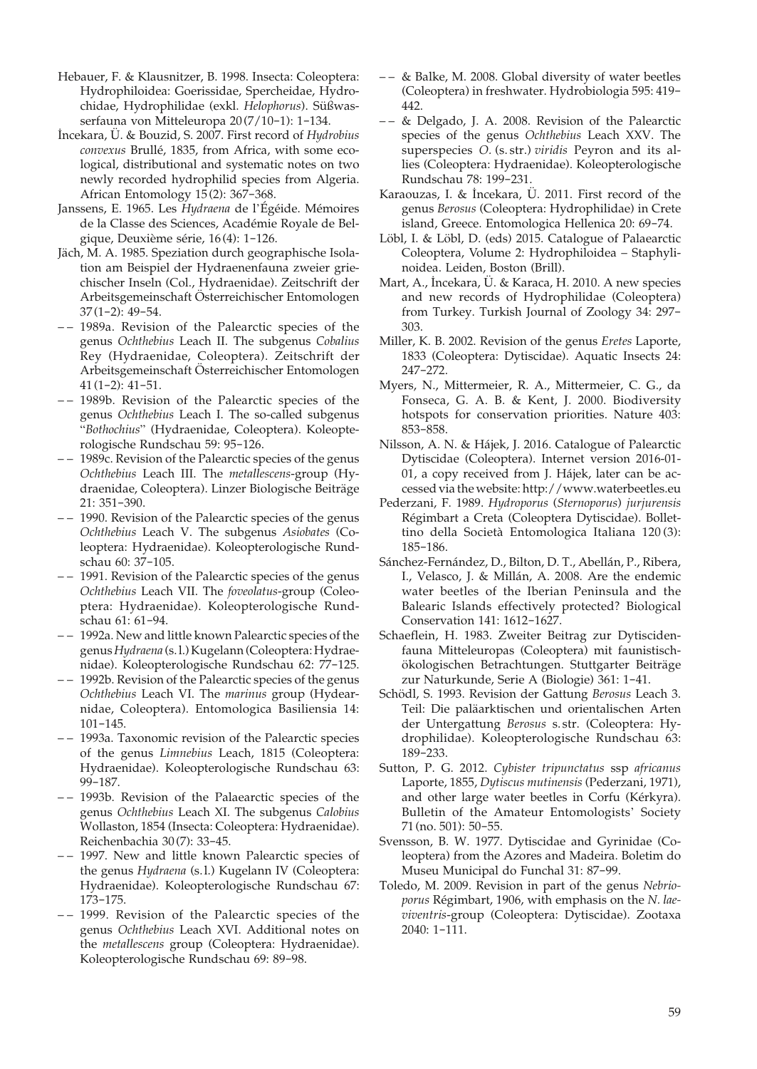Hebauer, F. & Klausnitzer, B. 1998. Insecta: Coleoptera: Hydrophiloidea: Goerissidae, Spercheidae, Hydrochidae, Hydrophilidae (exkl. *Helophorus*). Süßwasserfauna von Mitteleuropa 20 (7/10–1): 1–134.

İncekara, Ü. & Bouzid, S. 2007. First record of *Hydrobius convexus* Brullé, 1835, from Africa, with some ecological, distributional and systematic notes on two newly recorded hydrophilid species from Algeria. African Entomology 15 (2): 367–368.

Janssens, E. 1965. Les *Hydraena* de l'Égéide. Mémoires de la Classe des Sciences, Académie Royale de Belgique, Deuxième série, 16 (4): 1–126.

Jäch, M. A. 1985. Speziation durch geographische Isolation am Beispiel der Hydraenenfauna zweier griechischer Inseln (Col., Hydraenidae). Zeitschrift der Arbeitsgemeinschaft Österreichischer Entomologen 37 (1–2): 49–54.

–– 1989a. Revision of the Palearctic species of the genus *Ochthebius* Leach II. The subgenus *Cobalius* Rey (Hydraenidae, Coleoptera). Zeitschrift der Arbeitsgemeinschaft Österreichischer Entomologen 41 (1–2): 41–51.

–– 1989b. Revision of the Palearctic species of the genus *Ochthebius* Leach I. The so-called subgenus "*Bothochius*" (Hydraenidae, Coleoptera). Koleopterologische Rundschau 59: 95–126.

–– 1989c. Revision of the Palearctic species of the genus *Ochthebius* Leach III. The *metallescens*-group (Hydraenidae, Coleoptera). Linzer Biologische Beiträge 21: 351–390.

–– 1990. Revision of the Palearctic species of the genus *Ochthebius* Leach V. The subgenus *Asiobates* (Coleoptera: Hydraenidae). Koleopterologische Rundschau 60: 37–105.

–– 1991. Revision of the Palearctic species of the genus *Ochthebius* Leach VII. The *foveolatus*-group (Coleoptera: Hydraenidae). Koleopterologische Rundschau 61: 61–94.

–– 1992a. New and little known Palearctic species of the genus *Hydraena* (s.l.) Kugelann (Coleoptera: Hydraenidae). Koleopterologische Rundschau 62: 77–125.

–– 1992b. Revision of the Palearctic species of the genus *Ochthebius* Leach VI. The *marinus* group (Hydearnidae, Coleoptera). Entomologica Basiliensia 14: 101–145.

–– 1993a. Taxonomic revision of the Palearctic species of the genus *Limnebius* Leach, 1815 (Coleoptera: Hydraenidae). Koleopterologische Rundschau 63: 99–187.

–– 1993b. Revision of the Palaearctic species of the genus *Ochthebius* Leach XI. The subgenus *Calobius* Wollaston, 1854 (Insecta: Coleoptera: Hydraenidae). Reichenbachia 30 (7): 33–45.

–– 1997. New and little known Palearctic species of the genus *Hydraena* (s.l.) Kugelann IV (Coleoptera: Hydraenidae). Koleopterologische Rundschau 67: 173–175.

–– 1999. Revision of the Palearctic species of the genus *Ochthebius* Leach XVI. Additional notes on the *metallescens* group (Coleoptera: Hydraenidae). Koleopterologische Rundschau 69: 89–98.

–– & Balke, M. 2008. Global diversity of water beetles (Coleoptera) in freshwater. Hydrobiologia 595: 419–442.

–– & Delgado, J. A. 2008. Revision of the Palearctic species of the genus *Ochthebius* Leach XXV. The superspecies *O.* (s. str.) *viridis* Peyron and its allies (Coleoptera: Hydraenidae). Koleopterologische Rundschau 78: 199–231.

Karaouzas, I. & İncekara, Ü. 2011. First record of the genus *Berosus* (Coleoptera: Hydrophilidae) in Crete island, Greece. Entomologica Hellenica 20: 69–74.

Löbl, I. & Löbl, D. (eds) 2015. Catalogue of Palaearctic Coleoptera, Volume 2: Hydrophiloidea – Staphylinoidea. Leiden, Boston (Brill).

Mart, A., İncekara, Ü. & Karaca, H. 2010. A new species and new records of Hydrophilidae (Coleoptera) from Turkey. Turkish Journal of Zoology 34: 297–303.

Miller, K. B. 2002. Revision of the genus *Eretes* Laporte, 1833 (Coleoptera: Dytiscidae). Aquatic Insects 24: 247–272.

Myers, N., Mittermeier, R. A., Mittermeier, C. G., da Fonseca, G. A. B. & Kent, J. 2000. Biodiversity hotspots for conservation priorities. Nature 403: 853–858.

Nilsson, A. N. & Hájek, J. 2016. Catalogue of Palearctic Dytiscidae (Coleoptera). Internet version 2016-01-01, a copy received from J. Hájek, later can be accessed via the website: http://www.waterbeetles.eu

Pederzani, F. 1989. *Hydroporus* (*Sternoporus*) *jurjurensis* Régimbart a Creta (Coleoptera Dytiscidae). Bollettino della Società Entomologica Italiana 120 (3): 185–186.

Sánchez-Fernández, D., Bilton, D. T., Abellán, P., Ribera, I., Velasco, J. & Millán, A. 2008. Are the endemic water beetles of the Iberian Peninsula and the Balearic Islands effectively protected? Biological Conservation 141: 1612–1627.

Schaeflein, H. 1983. Zweiter Beitrag zur Dytiscidenfauna Mitteleuropas (Coleoptera) mit faunistisch-ökologischen Betrachtungen. Stuttgarter Beiträge zur Naturkunde, Serie A (Biologie) 361: 1–41.

Schödl, S. 1993. Revision der Gattung *Berosus* Leach 3. Teil: Die paläarktischen und orientalischen Arten der Untergattung *Berosus* s. str. (Coleoptera: Hydrophilidae). Koleopterologische Rundschau 63: 189–233.

Sutton, P. G. 2012. *Cybister tripunctatus* ssp *africanus* Laporte, 1855, *Dytiscus mutinensis* (Pederzani, 1971), and other large water beetles in Corfu (Kérkyra). Bulletin of the Amateur Entomologists' Society 71 (no. 501): 50–55.

Svensson, B. W. 1977. Dytiscidae and Gyrinidae (Coleoptera) from the Azores and Madeira. Boletim do Museu Municipal do Funchal 31: 87–99.

Toledo, M. 2009. Revision in part of the genus *Nebrioporus* Régimbart, 1906, with emphasis on the *N. laeviventris*-group (Coleoptera: Dytiscidae). Zootaxa 2040: 1–111.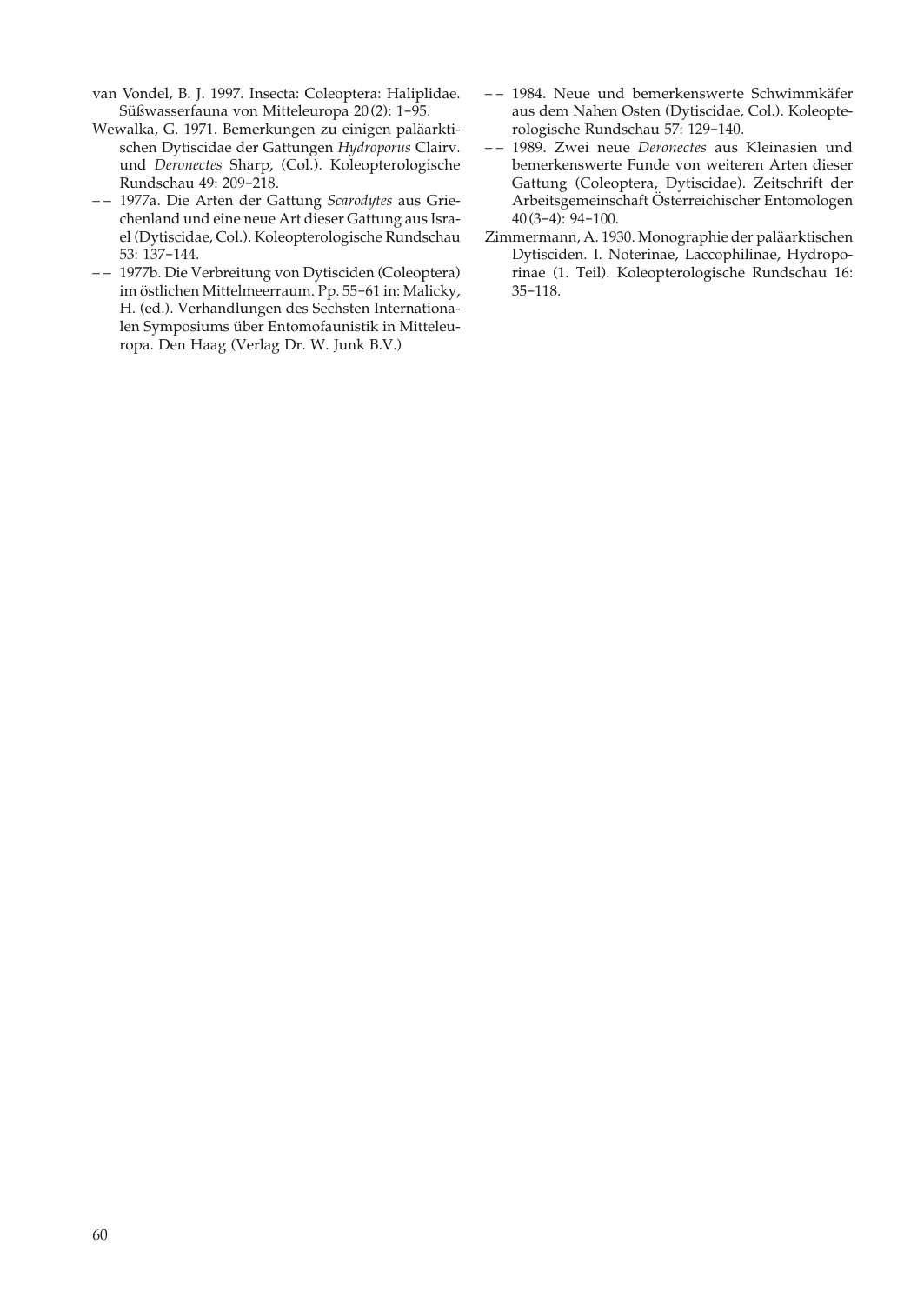van Vondel, B. J. 1997. Insecta: Coleoptera: Haliplidae. Süßwasserfauna von Mitteleuropa 20 (2): 1–95.

Wewalka, G. 1971. Bemerkungen zu einigen paläarktischen Dytiscidae der Gattungen *Hydroporus* Clairv. und *Deronectes* Sharp, (Col.). Koleopterologische Rundschau 49: 209–218.

– – 1977a. Die Arten der Gattung *Scarodytes* aus Griechenland und eine neue Art dieser Gattung aus Israel (Dytiscidae, Col.). Koleopterologische Rundschau 53: 137–144.

– – 1977b. Die Verbreitung von Dytisciden (Coleoptera) im östlichen Mittelmeerraum. Pp. 55–61 in: Malicky, H. (ed.). Verhandlungen des Sechsten Internationalen Symposiums über Entomofaunistik in Mitteleuropa. Den Haag (Verlag Dr. W. Junk B.V.)

– – 1984. Neue und bemerkenswerte Schwimmkäfer aus dem Nahen Osten (Dytiscidae, Col.). Koleopterologische Rundschau 57: 129–140.

– – 1989. Zwei neue *Deronectes* aus Kleinasien und bemerkenswerte Funde von weiteren Arten dieser Gattung (Coleoptera, Dytiscidae). Zeitschrift der Arbeitsgemeinschaft Österreichischer Entomologen 40 (3–4): 94–100.

Zimmermann, A. 1930. Monographie der paläarktischen Dytisciden. I. Noterinae, Laccophilinae, Hydroporinae (1. Teil). Koleopterologische Rundschau 16: 35–118.